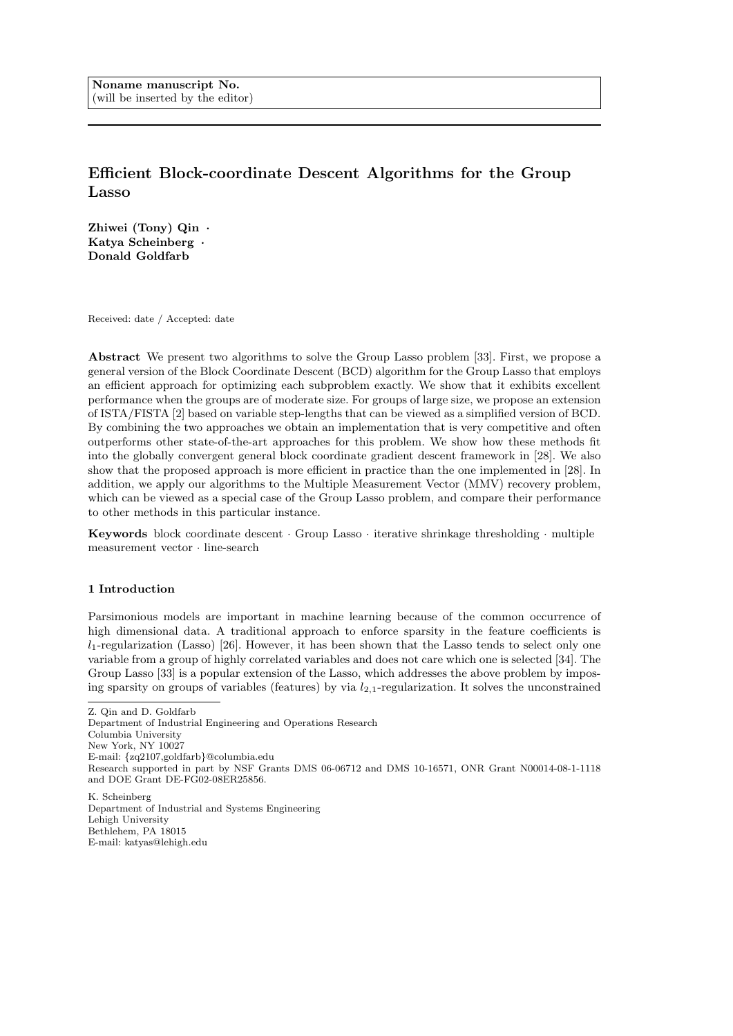**Noname manuscript No.**
(will be inserted by the editor)

# Efficient Block-coordinate Descent Algorithms for the Group Lasso

**Zhiwei (Tony) Qin · Katya Scheinberg · Donald Goldfarb**

Received: date / Accepted: date

**Abstract** We present two algorithms to solve the Group Lasso problem [33]. First, we propose a general version of the Block Coordinate Descent (BCD) algorithm for the Group Lasso that employs an efficient approach for optimizing each subproblem exactly. We show that it exhibits excellent performance when the groups are of moderate size. For groups of large size, we propose an extension of ISTA/FISTA [2] based on variable step-lengths that can be viewed as a simplified version of BCD. By combining the two approaches we obtain an implementation that is very competitive and often outperforms other state-of-the-art approaches for this problem. We show how these methods fit into the globally convergent general block coordinate gradient descent framework in [28]. We also show that the proposed approach is more efficient in practice than the one implemented in [28]. In addition, we apply our algorithms to the Multiple Measurement Vector (MMV) recovery problem, which can be viewed as a special case of the Group Lasso problem, and compare their performance to other methods in this particular instance.

**Keywords** block coordinate descent · Group Lasso · iterative shrinkage thresholding · multiple measurement vector · line-search

## 1 Introduction

Parsimonious models are important in machine learning because of the common occurrence of high dimensional data. A traditional approach to enforce sparsity in the feature coefficients is $l_1$-regularization (Lasso) [26]. However, it has been shown that the Lasso tends to select only one variable from a group of highly correlated variables and does not care which one is selected [34]. The Group Lasso [33] is a popular extension of the Lasso, which addresses the above problem by imposing sparsity on groups of variables (features) by via $l_{2,1}$-regularization. It solves the unconstrained

---

Z. Qin and D. Goldfarb
Department of Industrial Engineering and Operations Research
Columbia University
New York, NY 10027
E-mail: {zq2107,goldfarb}@columbia.edu
Research supported in part by NSF Grants DMS 06-06712 and DMS 10-16571, ONR Grant N00014-08-1-1118 and DOE Grant DE-FG02-08ER25856.

K. Scheinberg
Department of Industrial and Systems Engineering
Lehigh University
Bethlehem, PA 18015
E-mail: katyas@lehigh.edu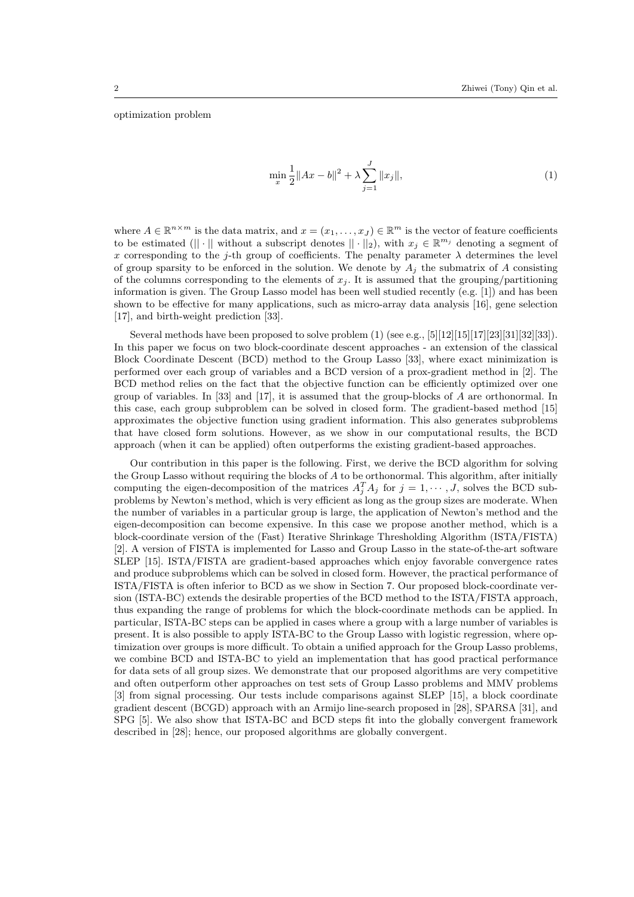optimization problem

$$\min_x \frac{1}{2}\|Ax - b\|^2 + \lambda \sum_{j=1}^{J} \|x_j\|, \tag{1}$$

where $A \in \mathbb{R}^{n\times m}$ is the data matrix, and $x = (x_1, \ldots, x_J) \in \mathbb{R}^m$ is the vector of feature coefficients to be estimated ($\|\cdot\|$ without a subscript denotes $\|\cdot\|_2$), with $x_j \in \mathbb{R}^{m_j}$ denoting a segment of $x$ corresponding to the $j$-th group of coefficients. The penalty parameter $\lambda$ determines the level of group sparsity to be enforced in the solution. We denote by $A_j$ the submatrix of $A$ consisting of the columns corresponding to the elements of $x_j$. It is assumed that the grouping/partitioning information is given. The Group Lasso model has been well studied recently (e.g. [1]) and has been shown to be effective for many applications, such as micro-array data analysis [16], gene selection [17], and birth-weight prediction [33].

Several methods have been proposed to solve problem (1) (see e.g., [5][12][15][17][23][31][32][33]). In this paper we focus on two block-coordinate descent approaches - an extension of the classical Block Coordinate Descent (BCD) method to the Group Lasso [33], where exact minimization is performed over each group of variables and a BCD version of a prox-gradient method in [2]. The BCD method relies on the fact that the objective function can be efficiently optimized over one group of variables. In [33] and [17], it is assumed that the group-blocks of $A$ are orthonormal. In this case, each group subproblem can be solved in closed form. The gradient-based method [15] approximates the objective function using gradient information. This also generates subproblems that have closed form solutions. However, as we show in our computational results, the BCD approach (when it can be applied) often outperforms the existing gradient-based approaches.

Our contribution in this paper is the following. First, we derive the BCD algorithm for solving the Group Lasso without requiring the blocks of $A$ to be orthonormal. This algorithm, after initially computing the eigen-decomposition of the matrices $A_j^T A_j$ for $j = 1, \cdots, J$, solves the BCD subproblems by Newton's method, which is very efficient as long as the group sizes are moderate. When the number of variables in a particular group is large, the application of Newton's method and the eigen-decomposition can become expensive. In this case we propose another method, which is a block-coordinate version of the (Fast) Iterative Shrinkage Thresholding Algorithm (ISTA/FISTA) [2]. A version of FISTA is implemented for Lasso and Group Lasso in the state-of-the-art software SLEP [15]. ISTA/FISTA are gradient-based approaches which enjoy favorable convergence rates and produce subproblems which can be solved in closed form. However, the practical performance of ISTA/FISTA is often inferior to BCD as we show in Section 7. Our proposed block-coordinate version (ISTA-BC) extends the desirable properties of the BCD method to the ISTA/FISTA approach, thus expanding the range of problems for which the block-coordinate methods can be applied. In particular, ISTA-BC steps can be applied in cases where a group with a large number of variables is present. It is also possible to apply ISTA-BC to the Group Lasso with logistic regression, where optimization over groups is more difficult. To obtain a unified approach for the Group Lasso problems, we combine BCD and ISTA-BC to yield an implementation that has good practical performance for data sets of all group sizes. We demonstrate that our proposed algorithms are very competitive and often outperform other approaches on test sets of Group Lasso problems and MMV problems [3] from signal processing. Our tests include comparisons against SLEP [15], a block coordinate gradient descent (BCGD) approach with an Armijo line-search proposed in [28], SPARSA [31], and SPG [5]. We also show that ISTA-BC and BCD steps fit into the globally convergent framework described in [28]; hence, our proposed algorithms are globally convergent.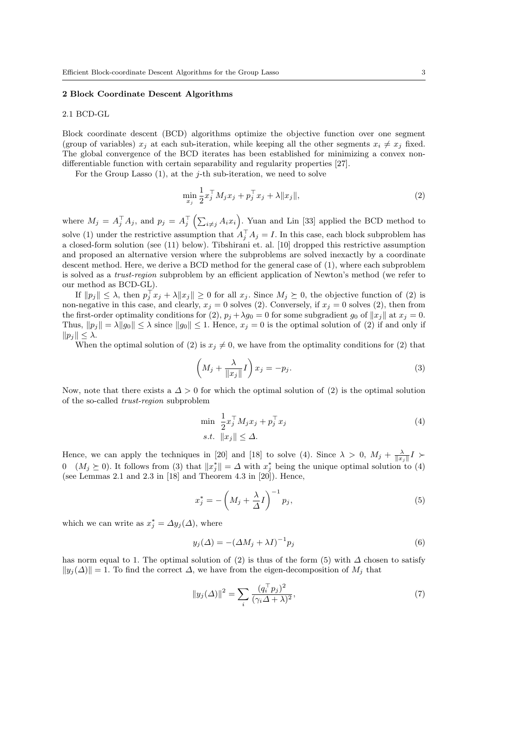## 2 Block Coordinate Descent Algorithms

### 2.1 BCD-GL

Block coordinate descent (BCD) algorithms optimize the objective function over one segment (group of variables) $x_j$ at each sub-iteration, while keeping all the other segments $x_i \neq x_j$ fixed. The global convergence of the BCD iterates has been established for minimizing a convex non-differentiable function with certain separability and regularity properties [27].

For the Group Lasso (1), at the $j$-th sub-iteration, we need to solve

$$\min_{x_j} \frac{1}{2} x_j^\top M_j x_j + p_j^\top x_j + \lambda \|x_j\|, \tag{2}$$

where $M_j = A_j^\top A_j$, and $p_j = A_j^\top \left( \sum_{i \neq j} A_i x_i \right)$. Yuan and Lin [33] applied the BCD method to solve (1) under the restrictive assumption that $A_j^\top A_j = I$. In this case, each block subproblem has a closed-form solution (see (11) below). Tibshirani et. al. [10] dropped this restrictive assumption and proposed an alternative version where the subproblems are solved inexactly by a coordinate descent method. Here, we derive a BCD method for the general case of (1), where each subproblem is solved as a *trust-region* subproblem by an efficient application of Newton's method (we refer to our method as BCD-GL).

If $\|p_j\| \leq \lambda$, then $p_j^\top x_j + \lambda \|x_j\| \geq 0$ for all $x_j$. Since $M_j \succeq 0$, the objective function of (2) is non-negative in this case, and clearly, $x_j = 0$ solves (2). Conversely, if $x_j = 0$ solves (2), then from the first-order optimality conditions for (2), $p_j + \lambda g_0 = 0$ for some subgradient $g_0$ of $\|x_j\|$ at $x_j = 0$. Thus, $\|p_j\| = \lambda \|g_0\| \leq \lambda$ since $\|g_0\| \leq 1$. Hence, $x_j = 0$ is the optimal solution of (2) if and only if $\|p_j\| \leq \lambda$.

When the optimal solution of (2) is $x_j \neq 0$, we have from the optimality conditions for (2) that

$$\left( M_j + \frac{\lambda}{\|x_j\|} I \right) x_j = -p_j. \tag{3}$$

Now, note that there exists a $\Delta > 0$ for which the optimal solution of (2) is the optimal solution of the so-called *trust-region* subproblem

$$\begin{aligned} \min \ & \frac{1}{2} x_j^\top M_j x_j + p_j^\top x_j \\ s.t. \ & \|x_j\| \leq \Delta. \end{aligned} \tag{4}$$

Hence, we can apply the techniques in [20] and [18] to solve (4). Since $\lambda > 0$, $M_j + \frac{\lambda}{\|x_j\|} I \succ 0 \quad (M_j \succeq 0)$. It follows from (3) that $\|x_j^*\| = \Delta$ with $x_j^*$ being the unique optimal solution to (4) (see Lemmas 2.1 and 2.3 in [18] and Theorem 4.3 in [20]). Hence,

$$x_j^* = -\left( M_j + \frac{\lambda}{\Delta} I \right)^{-1} p_j, \tag{5}$$

which we can write as $x_j^* = \Delta y_j(\Delta)$, where

$$y_j(\Delta) = -(\Delta M_j + \lambda I)^{-1} p_j \tag{6}$$

has norm equal to 1. The optimal solution of (2) is thus of the form (5) with $\Delta$ chosen to satisfy $\|y_j(\Delta)\| = 1$. To find the correct $\Delta$, we have from the eigen-decomposition of $M_j$ that

$$\|y_j(\Delta)\|^2 = \sum_i \frac{(q_i^\top p_j)^2}{(\gamma_i \Delta + \lambda)^2}, \tag{7}$$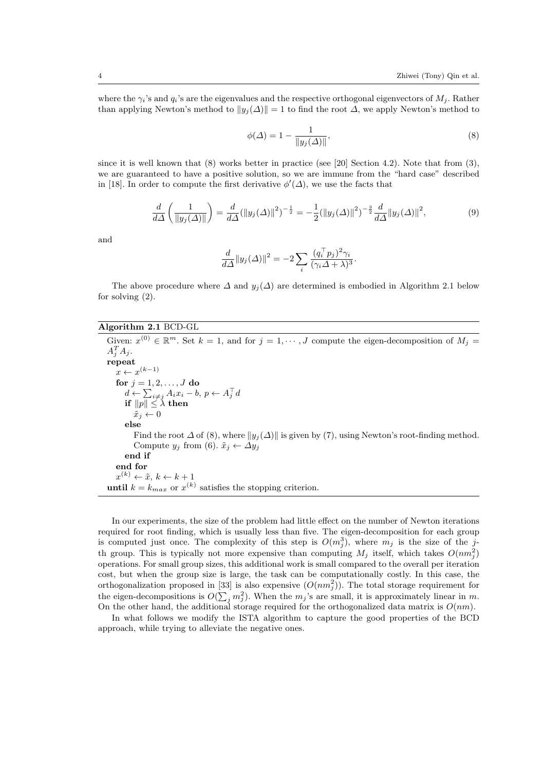where the $\gamma_i$'s and $q_i$'s are the eigenvalues and the respective orthogonal eigenvectors of $M_j$. Rather than applying Newton's method to $\|y_j(\Delta)\| = 1$ to find the root $\Delta$, we apply Newton's method to

$$\phi(\Delta) = 1 - \frac{1}{\|y_j(\Delta)\|}, \tag{8}$$

since it is well known that (8) works better in practice (see [20] Section 4.2). Note that from (3), we are guaranteed to have a positive solution, so we are immune from the "hard case" described in [18]. In order to compute the first derivative $\phi'(\Delta)$, we use the facts that

$$\frac{d}{d\Delta}\left(\frac{1}{\|y_j(\Delta)\|}\right) = \frac{d}{d\Delta}(\|y_j(\Delta)\|^2)^{-\frac{1}{2}} = -\frac{1}{2}(\|y_j(\Delta)\|^2)^{-\frac{3}{2}}\frac{d}{d\Delta}\|y_j(\Delta)\|^2, \tag{9}$$

and

$$\frac{d}{d\Delta}\|y_j(\Delta)\|^2 = -2\sum_i \frac{(q_i^\top p_j)^2 \gamma_i}{(\gamma_i \Delta + \lambda)^3}.$$

The above procedure where $\Delta$ and $y_j(\Delta)$ are determined is embodied in Algorithm 2.1 below for solving (2).

**Algorithm 2.1** BCD-GL

Given: $x^{(0)} \in \mathbb{R}^m$. Set $k = 1$, and for $j = 1, \cdots, J$ compute the eigen-decomposition of $M_j = A_j^T A_j$.
**repeat**
  $x \leftarrow x^{(k-1)}$
  **for** $j = 1, 2, \ldots, J$ **do**
    $d \leftarrow \sum_{i \neq j} A_i x_i - b$, $p \leftarrow A_j^\top d$
    **if** $\|p\| \leq \lambda$ **then**
      $\tilde{x}_j \leftarrow 0$
    **else**
      Find the root $\Delta$ of (8), where $\|y_j(\Delta)\|$ is given by (7), using Newton's root-finding method. Compute $y_j$ from (6). $\tilde{x}_j \leftarrow \Delta y_j$
    **end if**
  **end for**
  $x^{(k)} \leftarrow \tilde{x}$, $k \leftarrow k + 1$
**until** $k = k_{max}$ or $x^{(k)}$ satisfies the stopping criterion.

In our experiments, the size of the problem had little effect on the number of Newton iterations required for root finding, which is usually less than five. The eigen-decomposition for each group is computed just once. The complexity of this step is $O(m_j^3)$, where $m_j$ is the size of the $j$-th group. This is typically not more expensive than computing $M_j$ itself, which takes $O(nm_j^2)$ operations. For small group sizes, this additional work is small compared to the overall per iteration cost, but when the group size is large, the task can be computationally costly. In this case, the orthogonalization proposed in [33] is also expensive ($O(nm_j^2)$). The total storage requirement for the eigen-decompositions is $O(\sum_j m_j^2)$. When the $m_j$'s are small, it is approximately linear in $m$. On the other hand, the additional storage required for the orthogonalized data matrix is $O(nm)$.

In what follows we modify the ISTA algorithm to capture the good properties of the BCD approach, while trying to alleviate the negative ones.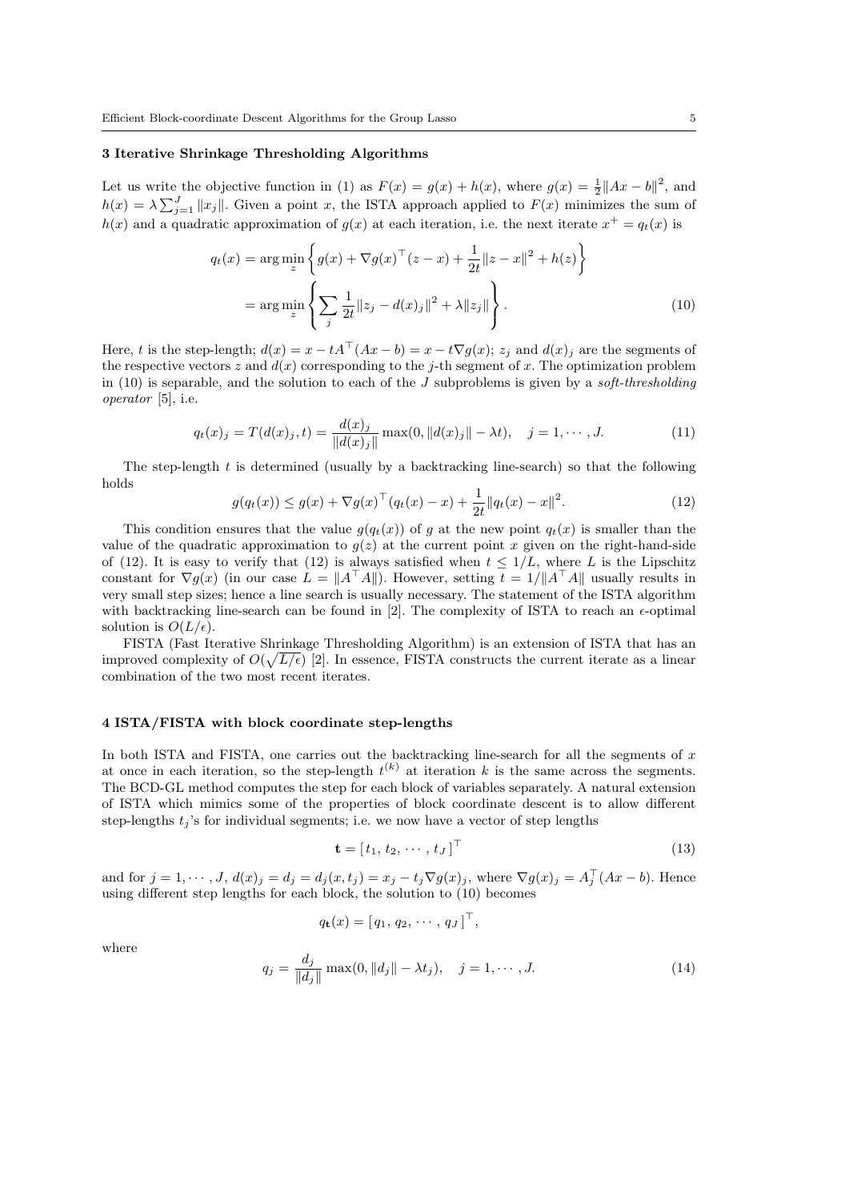## 3 Iterative Shrinkage Thresholding Algorithms

Let us write the objective function in (1) as $F(x) = g(x) + h(x)$, where $g(x) = \frac{1}{2}\|Ax - b\|^2$, and $h(x) = \lambda \sum_{j=1}^{J} \|x_j\|$. Given a point $x$, the ISTA approach applied to $F(x)$ minimizes the sum of $h(x)$ and a quadratic approximation of $g(x)$ at each iteration, i.e. the next iterate $x^+ = q_t(x)$ is

$$
\begin{aligned}
q_t(x) &= \arg\min_z \left\{ g(x) + \nabla g(x)^\top (z - x) + \frac{1}{2t}\|z - x\|^2 + h(z) \right\} \\
&= \arg\min_z \left\{ \sum_j \frac{1}{2t}\|z_j - d(x)_j\|^2 + \lambda \|z_j\| \right\}.
\end{aligned} \tag{10}
$$

Here, $t$ is the step-length; $d(x) = x - tA^\top(Ax - b) = x - t\nabla g(x)$; $z_j$ and $d(x)_j$ are the segments of the respective vectors $z$ and $d(x)$ corresponding to the $j$-th segment of $x$. The optimization problem in (10) is separable, and the solution to each of the $J$ subproblems is given by a *soft-thresholding operator* [5], i.e.

$$
q_t(x)_j = T(d(x)_j, t) = \frac{d(x)_j}{\|d(x)_j\|} \max(0, \|d(x)_j\| - \lambda t), \quad j = 1, \cdots, J. \tag{11}
$$

The step-length $t$ is determined (usually by a backtracking line-search) so that the following holds

$$
g(q_t(x)) \le g(x) + \nabla g(x)^\top (q_t(x) - x) + \frac{1}{2t}\|q_t(x) - x\|^2. \tag{12}
$$

This condition ensures that the value $g(q_t(x))$ of $g$ at the new point $q_t(x)$ is smaller than the value of the quadratic approximation to $g(z)$ at the current point $x$ given on the right-hand-side of (12). It is easy to verify that (12) is always satisfied when $t \le 1/L$, where $L$ is the Lipschitz constant for $\nabla g(x)$ (in our case $L = \|A^\top A\|$). However, setting $t = 1/\|A^\top A\|$ usually results in very small step sizes; hence a line search is usually necessary. The statement of the ISTA algorithm with backtracking line-search can be found in [2]. The complexity of ISTA to reach an $\epsilon$-optimal solution is $O(L/\epsilon)$.

FISTA (Fast Iterative Shrinkage Thresholding Algorithm) is an extension of ISTA that has an improved complexity of $O(\sqrt{L/\epsilon})$ [2]. In essence, FISTA constructs the current iterate as a linear combination of the two most recent iterates.

## 4 ISTA/FISTA with block coordinate step-lengths

In both ISTA and FISTA, one carries out the backtracking line-search for all the segments of $x$ at once in each iteration, so the step-length $t^{(k)}$ at iteration $k$ is the same across the segments. The BCD-GL method computes the step for each block of variables separately. A natural extension of ISTA which mimics some of the properties of block coordinate descent is to allow different step-lengths $t_j$'s for individual segments; i.e. we now have a vector of step lengths

$$
\mathbf{t} = [\, t_1, \, t_2, \, \cdots, \, t_J \,]^\top \tag{13}
$$

and for $j = 1, \cdots, J$, $d(x)_j = d_j = d_j(x, t_j) = x_j - t_j \nabla g(x)_j$, where $\nabla g(x)_j = A_j^\top(Ax - b)$. Hence using different step lengths for each block, the solution to (10) becomes

$$
q_{\mathbf{t}}(x) = [\, q_1, \, q_2, \, \cdots, \, q_J \,]^\top,
$$

where

$$
q_j = \frac{d_j}{\|d_j\|} \max(0, \|d_j\| - \lambda t_j), \quad j = 1, \cdots, J. \tag{14}
$$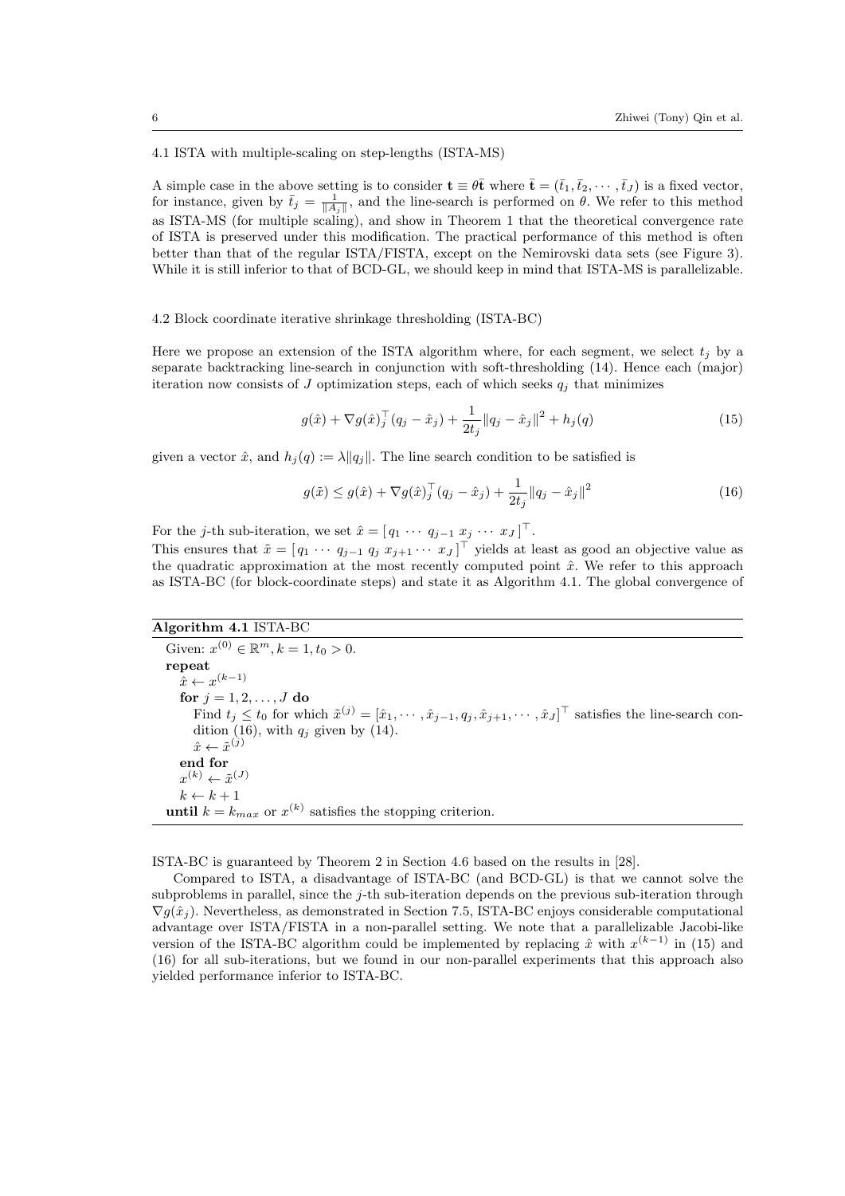### 4.1 ISTA with multiple-scaling on step-lengths (ISTA-MS)

A simple case in the above setting is to consider $\mathbf{t} \equiv \theta \bar{\mathbf{t}}$ where $\bar{\mathbf{t}} = (\bar{t}_1, \bar{t}_2, \cdots, \bar{t}_J)$ is a fixed vector, for instance, given by $\bar{t}_j = \frac{1}{\|A_j\|}$, and the line-search is performed on $\theta$. We refer to this method as ISTA-MS (for multiple scaling), and show in Theorem 1 that the theoretical convergence rate of ISTA is preserved under this modification. The practical performance of this method is often better than that of the regular ISTA/FISTA, except on the Nemirovski data sets (see Figure 3). While it is still inferior to that of BCD-GL, we should keep in mind that ISTA-MS is parallelizable.

### 4.2 Block coordinate iterative shrinkage thresholding (ISTA-BC)

Here we propose an extension of the ISTA algorithm where, for each segment, we select $t_j$ by a separate backtracking line-search in conjunction with soft-thresholding (14). Hence each (major) iteration now consists of $J$ optimization steps, each of which seeks $q_j$ that minimizes

$$g(\hat{x}) + \nabla g(\hat{x})_j^\top (q_j - \hat{x}_j) + \frac{1}{2t_j}\|q_j - \hat{x}_j\|^2 + h_j(q) \tag{15}$$

given a vector $\hat{x}$, and $h_j(q) := \lambda \|q_j\|$. The line search condition to be satisfied is

$$g(\tilde{x}) \le g(\hat{x}) + \nabla g(\hat{x})_j^\top (q_j - \hat{x}_j) + \frac{1}{2t_j}\|q_j - \hat{x}_j\|^2 \tag{16}$$

For the $j$-th sub-iteration, we set $\hat{x} = [\, q_1 \cdots q_{j-1} \; x_j \cdots x_J \,]^\top$.
This ensures that $\tilde{x} = [\, q_1 \cdots q_{j-1} \; q_j \; x_{j+1} \cdots x_J \,]^\top$ yields at least as good an objective value as the quadratic approximation at the most recently computed point $\hat{x}$. We refer to this approach as ISTA-BC (for block-coordinate steps) and state it as Algorithm 4.1. The global convergence of ISTA-BC is guaranteed by Theorem 2 in Section 4.6 based on the results in [28].

**Algorithm 4.1** ISTA-BC

> Given: $x^{(0)} \in \mathbb{R}^m, k = 1, t_0 > 0$.
> **repeat**
> &nbsp;&nbsp;$\hat{x} \leftarrow x^{(k-1)}$
> &nbsp;&nbsp;**for** $j = 1, 2, \ldots, J$ **do**
> &nbsp;&nbsp;&nbsp;&nbsp;Find $t_j \le t_0$ for which $\tilde{x}^{(j)} = [\hat{x}_1, \cdots, \hat{x}_{j-1}, q_j, \hat{x}_{j+1}, \cdots, \hat{x}_J]^\top$ satisfies the line-search condition (16), with $q_j$ given by (14).
> &nbsp;&nbsp;&nbsp;&nbsp;$\hat{x} \leftarrow \tilde{x}^{(j)}$
> &nbsp;&nbsp;**end for**
> &nbsp;&nbsp;$x^{(k)} \leftarrow \tilde{x}^{(J)}$
> &nbsp;&nbsp;$k \leftarrow k + 1$
> **until** $k = k_{max}$ or $x^{(k)}$ satisfies the stopping criterion.

Compared to ISTA, a disadvantage of ISTA-BC (and BCD-GL) is that we cannot solve the subproblems in parallel, since the $j$-th sub-iteration depends on the previous sub-iteration through $\nabla g(\hat{x}_j)$. Nevertheless, as demonstrated in Section 7.5, ISTA-BC enjoys considerable computational advantage over ISTA/FISTA in a non-parallel setting. We note that a parallelizable Jacobi-like version of the ISTA-BC algorithm could be implemented by replacing $\hat{x}$ with $x^{(k-1)}$ in (15) and (16) for all sub-iterations, but we found in our non-parallel experiments that this approach also yielded performance inferior to ISTA-BC.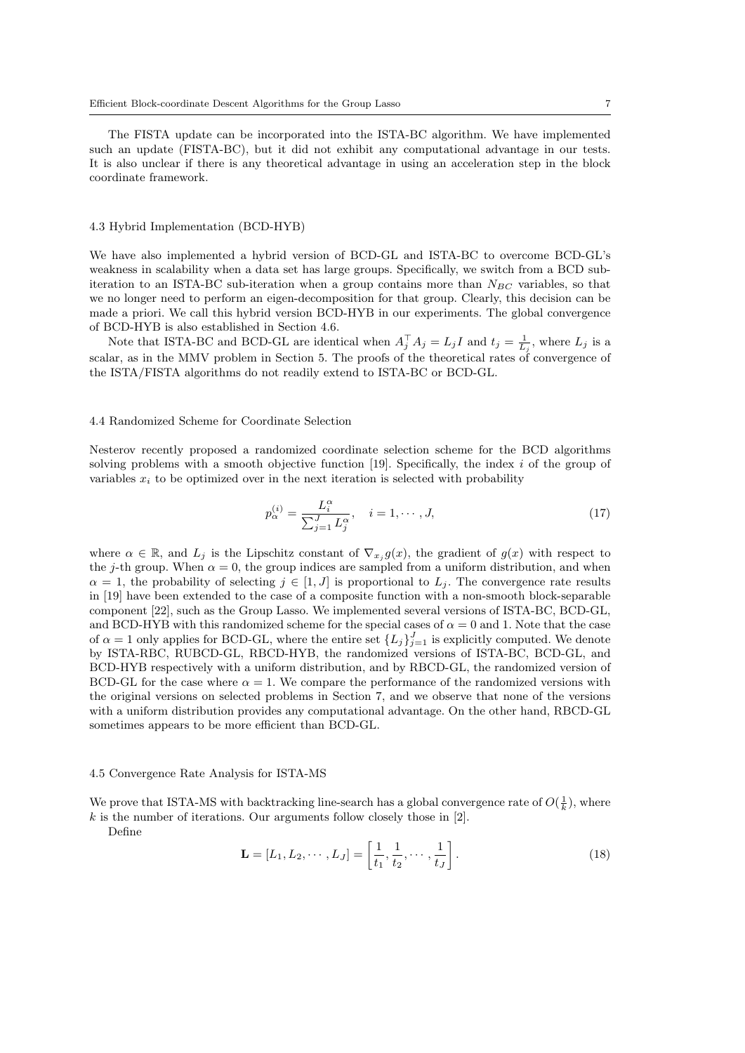The FISTA update can be incorporated into the ISTA-BC algorithm. We have implemented such an update (FISTA-BC), but it did not exhibit any computational advantage in our tests. It is also unclear if there is any theoretical advantage in using an acceleration step in the block coordinate framework.

### 4.3 Hybrid Implementation (BCD-HYB)

We have also implemented a hybrid version of BCD-GL and ISTA-BC to overcome BCD-GL's weakness in scalability when a data set has large groups. Specifically, we switch from a BCD sub-iteration to an ISTA-BC sub-iteration when a group contains more than $N_{BC}$ variables, so that we no longer need to perform an eigen-decomposition for that group. Clearly, this decision can be made a priori. We call this hybrid version BCD-HYB in our experiments. The global convergence of BCD-HYB is also established in Section 4.6.

Note that ISTA-BC and BCD-GL are identical when $A_j^\top A_j = L_j I$ and $t_j = \frac{1}{L_j}$, where $L_j$ is a scalar, as in the MMV problem in Section 5. The proofs of the theoretical rates of convergence of the ISTA/FISTA algorithms do not readily extend to ISTA-BC or BCD-GL.

### 4.4 Randomized Scheme for Coordinate Selection

Nesterov recently proposed a randomized coordinate selection scheme for the BCD algorithms solving problems with a smooth objective function [19]. Specifically, the index $i$ of the group of variables $x_i$ to be optimized over in the next iteration is selected with probability

$$p_\alpha^{(i)} = \frac{L_i^\alpha}{\sum_{j=1}^J L_j^\alpha}, \quad i = 1, \cdots, J, \tag{17}$$

where $\alpha \in \mathbb{R}$, and $L_j$ is the Lipschitz constant of $\nabla_{x_j} g(x)$, the gradient of $g(x)$ with respect to the $j$-th group. When $\alpha = 0$, the group indices are sampled from a uniform distribution, and when $\alpha = 1$, the probability of selecting $j \in [1, J]$ is proportional to $L_j$. The convergence rate results in [19] have been extended to the case of a composite function with a non-smooth block-separable component [22], such as the Group Lasso. We implemented several versions of ISTA-BC, BCD-GL, and BCD-HYB with this randomized scheme for the special cases of $\alpha = 0$ and 1. Note that the case of $\alpha = 1$ only applies for BCD-GL, where the entire set $\{L_j\}_{j=1}^J$ is explicitly computed. We denote by ISTA-RBC, RUBCD-GL, RBCD-HYB, the randomized versions of ISTA-BC, BCD-GL, and BCD-HYB respectively with a uniform distribution, and by RBCD-GL, the randomized version of BCD-GL for the case where $\alpha = 1$. We compare the performance of the randomized versions with the original versions on selected problems in Section 7, and we observe that none of the versions with a uniform distribution provides any computational advantage. On the other hand, RBCD-GL sometimes appears to be more efficient than BCD-GL.

### 4.5 Convergence Rate Analysis for ISTA-MS

We prove that ISTA-MS with backtracking line-search has a global convergence rate of $O(\frac{1}{k})$, where $k$ is the number of iterations. Our arguments follow closely those in [2].

Define

$$\mathbf{L} = [L_1, L_2, \cdots, L_J] = \left[\frac{1}{t_1}, \frac{1}{t_2}, \cdots, \frac{1}{t_J}\right]. \tag{18}$$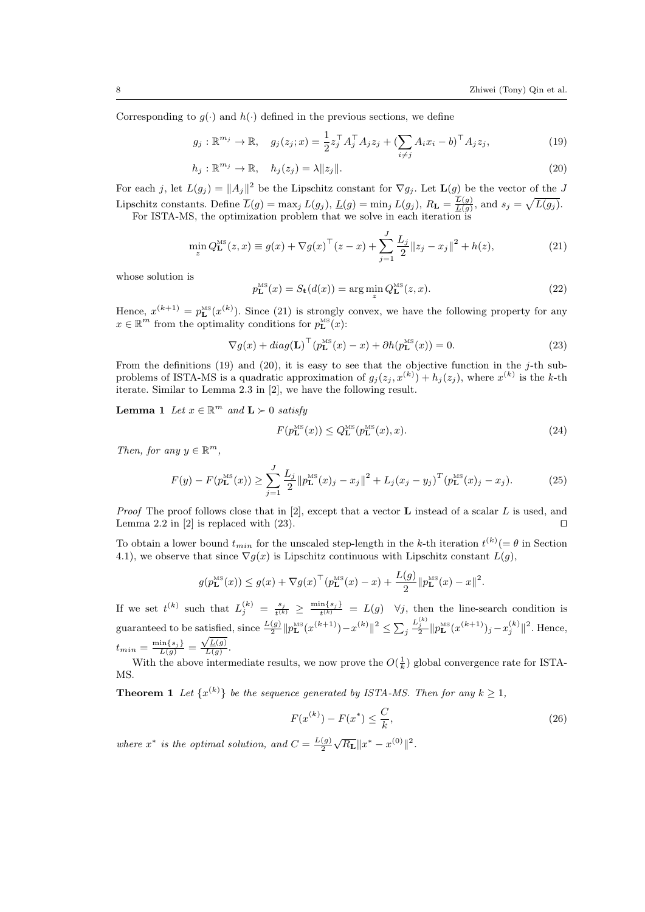Corresponding to $g(\cdot)$ and $h(\cdot)$ defined in the previous sections, we define

$$g_j : \mathbb{R}^{m_j} \to \mathbb{R}, \quad g_j(z_j; x) = \frac{1}{2} z_j^\top A_j^\top A_j z_j + (\sum_{i \neq j} A_i x_i - b)^\top A_j z_j, \tag{19}$$

$$h_j : \mathbb{R}^{m_j} \to \mathbb{R}, \quad h_j(z_j) = \lambda \|z_j\|. \tag{20}$$

For each $j$, let $L(g_j) = \|A_j\|^2$ be the Lipschitz constant for $\nabla g_j$. Let $\mathbf{L}(g)$ be the vector of the $J$ Lipschitz constants. Define $\overline{L}(g) = \max_j L(g_j)$, $\underline{L}(g) = \min_j L(g_j)$, $R_{\mathbf{L}} = \frac{\overline{L}(g)}{\underline{L}(g)}$, and $s_j = \sqrt{L(g_j)}$.

For ISTA-MS, the optimization problem that we solve in each iteration is

$$\min_z Q_{\mathbf{L}}^{\text{MS}}(z, x) \equiv g(x) + \nabla g(x)^\top (z - x) + \sum_{j=1}^{J} \frac{L_j}{2} \|z_j - x_j\|^2 + h(z), \tag{21}$$

whose solution is

$$p_{\mathbf{L}}^{\text{MS}}(x) = S_{\mathbf{t}}(d(x)) = \arg\min_z Q_{\mathbf{L}}^{\text{MS}}(z, x). \tag{22}$$

Hence, $x^{(k+1)} = p_{\mathbf{L}}^{\text{MS}}(x^{(k)})$. Since (21) is strongly convex, we have the following property for any $x \in \mathbb{R}^m$ from the optimality conditions for $p_{\mathbf{L}}^{\text{MS}}(x)$:

$$\nabla g(x) + diag(\mathbf{L})^\top (p_{\mathbf{L}}^{\text{MS}}(x) - x) + \partial h(p_{\mathbf{L}}^{\text{MS}}(x)) = 0. \tag{23}$$

From the definitions (19) and (20), it is easy to see that the objective function in the $j$-th subproblems of ISTA-MS is a quadratic approximation of $g_j(z_j, x^{(k)}) + h_j(z_j)$, where $x^{(k)}$ is the $k$-th iterate. Similar to Lemma 2.3 in [2], we have the following result.

**Lemma 1** *Let $x \in \mathbb{R}^m$ and $\mathbf{L} \succ 0$ satisfy*

$$F(p_{\mathbf{L}}^{\text{MS}}(x)) \leq Q_{\mathbf{L}}^{\text{MS}}(p_{\mathbf{L}}^{\text{MS}}(x), x). \tag{24}$$

*Then, for any $y \in \mathbb{R}^m$,*

$$F(y) - F(p_{\mathbf{L}}^{\text{MS}}(x)) \geq \sum_{j=1}^{J} \frac{L_j}{2} \|p_{\mathbf{L}}^{\text{MS}}(x)_j - x_j\|^2 + L_j (x_j - y_j)^T (p_{\mathbf{L}}^{\text{MS}}(x)_j - x_j). \tag{25}$$

*Proof* The proof follows close that in [2], except that a vector $\mathbf{L}$ instead of a scalar $L$ is used, and Lemma 2.2 in [2] is replaced with (23). ⊓⊔

To obtain a lower bound $t_{min}$ for the unscaled step-length in the $k$-th iteration $t^{(k)} (= \theta$ in Section 4.1), we observe that since $\nabla g(x)$ is Lipschitz continuous with Lipschitz constant $L(g)$,

$$g(p_{\mathbf{L}}^{\text{MS}}(x)) \leq g(x) + \nabla g(x)^\top (p_{\mathbf{L}}^{\text{MS}}(x) - x) + \frac{L(g)}{2} \|p_{\mathbf{L}}^{\text{MS}}(x) - x\|^2.$$

If we set $t^{(k)}$ such that $L_j^{(k)} = \frac{s_j}{t^{(k)}} \geq \frac{\min\{s_j\}}{t^{(k)}} = L(g) \quad \forall j$, then the line-search condition is guaranteed to be satisfied, since $\frac{L(g)}{2} \|p_{\mathbf{L}}^{\text{MS}}(x^{(k+1)}) - x^{(k)}\|^2 \leq \sum_j \frac{L_j^{(k)}}{2} \|p_{\mathbf{L}}^{\text{MS}}(x^{(k+1)})_j - x_j^{(k)}\|^2$. Hence, $t_{min} = \frac{\min\{s_j\}}{L(g)} = \frac{\sqrt{\underline{L}(g)}}{L(g)}$.

With the above intermediate results, we now prove the $O(\frac{1}{k})$ global convergence rate for ISTA-MS.

**Theorem 1** *Let $\{x^{(k)}\}$ be the sequence generated by ISTA-MS. Then for any $k \geq 1$,*

$$F(x^{(k)}) - F(x^*) \leq \frac{C}{k}, \tag{26}$$

*where $x^*$ is the optimal solution, and $C = \frac{L(g)}{2} \sqrt{R_{\mathbf{L}}} \|x^* - x^{(0)}\|^2$.*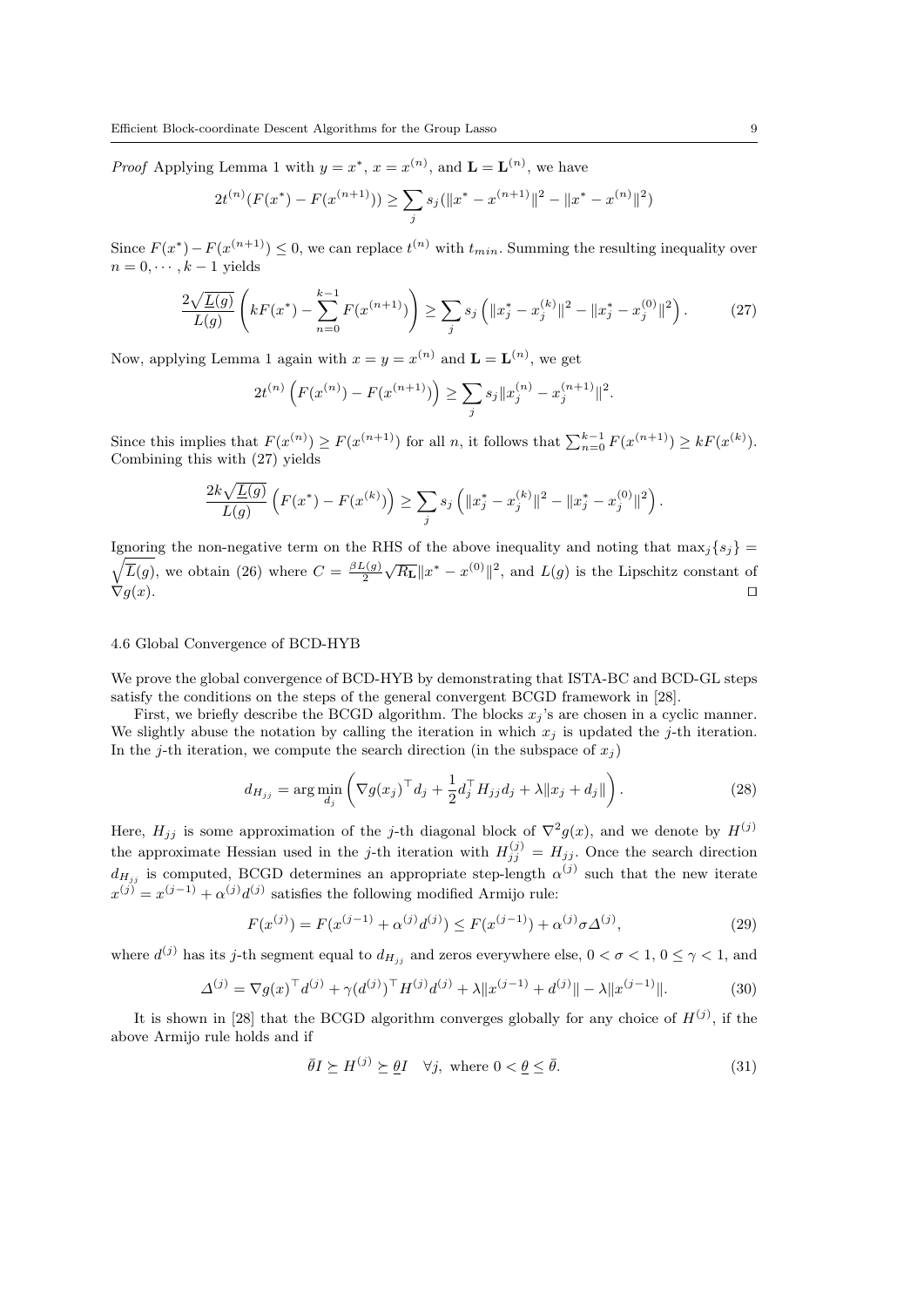*Proof* Applying Lemma 1 with $y = x^*$, $x = x^{(n)}$, and $\mathbf{L} = \mathbf{L}^{(n)}$, we have

$$2t^{(n)}(F(x^*) - F(x^{(n+1)})) \geq \sum_j s_j(\|x^* - x^{(n+1)}\|^2 - \|x^* - x^{(n)}\|^2)$$

Since $F(x^*) - F(x^{(n+1)}) \leq 0$, we can replace $t^{(n)}$ with $t_{min}$. Summing the resulting inequality over $n = 0, \cdots, k-1$ yields

$$\frac{2\sqrt{L(g)}}{L(g)} \left( kF(x^*) - \sum_{n=0}^{k-1} F(x^{(n+1)}) \right) \geq \sum_j s_j \left( \|x_j^* - x_j^{(k)}\|^2 - \|x_j^* - x_j^{(0)}\|^2 \right). \tag{27}$$

Now, applying Lemma 1 again with $x = y = x^{(n)}$ and $\mathbf{L} = \mathbf{L}^{(n)}$, we get

$$2t^{(n)} \left( F(x^{(n)}) - F(x^{(n+1)}) \right) \geq \sum_j s_j \|x_j^{(n)} - x_j^{(n+1)}\|^2.$$

Since this implies that $F(x^{(n)}) \geq F(x^{(n+1)})$ for all $n$, it follows that $\sum_{n=0}^{k-1} F(x^{(n+1)}) \geq kF(x^{(k)})$. Combining this with (27) yields

$$\frac{2k\sqrt{L(g)}}{L(g)} \left( F(x^*) - F(x^{(k)}) \right) \geq \sum_j s_j \left( \|x_j^* - x_j^{(k)}\|^2 - \|x_j^* - x_j^{(0)}\|^2 \right).$$

Ignoring the non-negative term on the RHS of the above inequality and noting that $\max_j\{s_j\} = \sqrt{L(g)}$, we obtain (26) where $C = \frac{\beta L(g)}{2}\sqrt{R_{\mathbf{L}}}\|x^* - x^{(0)}\|^2$, and $L(g)$ is the Lipschitz constant of $\nabla g(x)$. ⊓⊔

### 4.6 Global Convergence of BCD-HYB

We prove the global convergence of BCD-HYB by demonstrating that ISTA-BC and BCD-GL steps satisfy the conditions on the steps of the general convergent BCGD framework in [28].

First, we briefly describe the BCGD algorithm. The blocks $x_j$'s are chosen in a cyclic manner. We slightly abuse the notation by calling the iteration in which $x_j$ is updated the $j$-th iteration. In the $j$-th iteration, we compute the search direction (in the subspace of $x_j$)

$$d_{H_{jj}} = \arg\min_{d_j} \left( \nabla g(x_j)^\top d_j + \frac{1}{2} d_j^\top H_{jj} d_j + \lambda \|x_j + d_j\| \right). \tag{28}$$

Here, $H_{jj}$ is some approximation of the $j$-th diagonal block of $\nabla^2 g(x)$, and we denote by $H^{(j)}$ the approximate Hessian used in the $j$-th iteration with $H_{jj}^{(j)} = H_{jj}$. Once the search direction $d_{H_{jj}}$ is computed, BCGD determines an appropriate step-length $\alpha^{(j)}$ such that the new iterate $x^{(j)} = x^{(j-1)} + \alpha^{(j)} d^{(j)}$ satisfies the following modified Armijo rule:

$$F(x^{(j)}) = F(x^{(j-1)} + \alpha^{(j)} d^{(j)}) \leq F(x^{(j-1)}) + \alpha^{(j)} \sigma \Delta^{(j)}, \tag{29}$$

where $d^{(j)}$ has its $j$-th segment equal to $d_{H_{jj}}$ and zeros everywhere else, $0 < \sigma < 1$, $0 \leq \gamma < 1$, and

$$\Delta^{(j)} = \nabla g(x)^\top d^{(j)} + \gamma (d^{(j)})^\top H^{(j)} d^{(j)} + \lambda \|x^{(j-1)} + d^{(j)}\| - \lambda \|x^{(j-1)}\|. \tag{30}$$

It is shown in [28] that the BCGD algorithm converges globally for any choice of $H^{(j)}$, if the above Armijo rule holds and if

$$\bar{\theta} I \succeq H^{(j)} \succeq \underline{\theta} I \quad \forall j, \text{ where } 0 < \underline{\theta} \leq \bar{\theta}. \tag{31}$$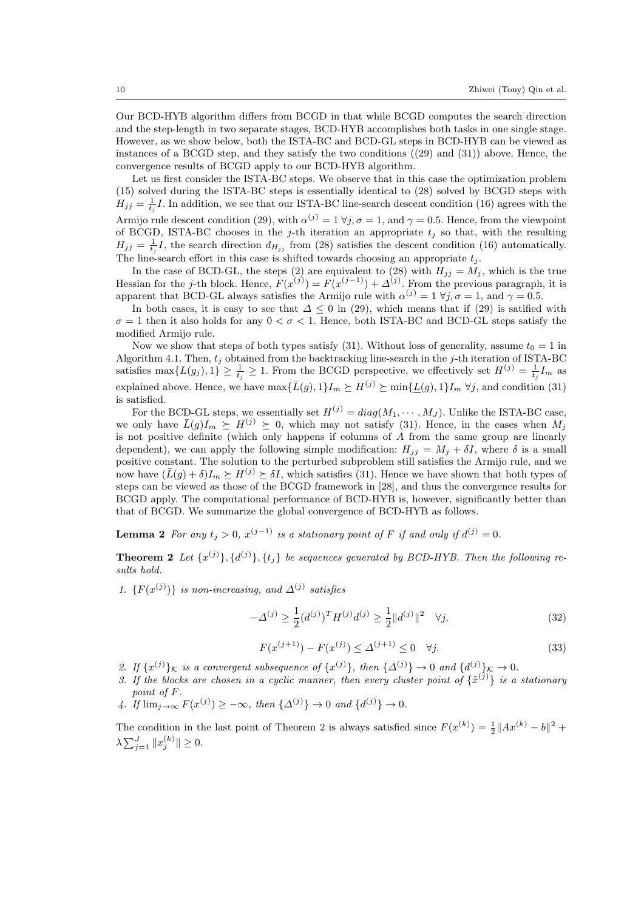Our BCD-HYB algorithm differs from BCGD in that while BCGD computes the search direction and the step-length in two separate stages, BCD-HYB accomplishes both tasks in one single stage. However, as we show below, both the ISTA-BC and BCD-GL steps in BCD-HYB can be viewed as instances of a BCGD step, and they satisfy the two conditions ((29) and (31)) above. Hence, the convergence results of BCGD apply to our BCD-HYB algorithm.

Let us first consider the ISTA-BC steps. We observe that in this case the optimization problem (15) solved during the ISTA-BC steps is essentially identical to (28) solved by BCGD steps with $H_{jj} = \frac{1}{t_j} I$. In addition, we see that our ISTA-BC line-search descent condition (16) agrees with the Armijo rule descent condition (29), with $\alpha^{(j)} = 1 \; \forall j, \sigma = 1$, and $\gamma = 0.5$. Hence, from the viewpoint of BCGD, ISTA-BC chooses in the $j$-th iteration an appropriate $t_j$ so that, with the resulting $H_{jj} = \frac{1}{t_j} I$, the search direction $d_{H_{jj}}$ from (28) satisfies the descent condition (16) automatically. The line-search effort in this case is shifted towards choosing an appropriate $t_j$.

In the case of BCD-GL, the steps (2) are equivalent to (28) with $H_{jj} = M_j$, which is the true Hessian for the $j$-th block. Hence, $F(x^{(j)}) = F(x^{(j-1)}) + \Delta^{(j)}$. From the previous paragraph, it is apparent that BCD-GL always satisfies the Armijo rule with $\alpha^{(j)} = 1 \; \forall j, \sigma = 1$, and $\gamma = 0.5$.

In both cases, it is easy to see that $\Delta \leq 0$ in (29), which means that if (29) is satisfied with $\sigma = 1$ then it also holds for any $0 < \sigma < 1$. Hence, both ISTA-BC and BCD-GL steps satisfy the modified Armijo rule.

Now we show that steps of both types satisfy (31). Without loss of generality, assume $t_0 = 1$ in Algorithm 4.1. Then, $t_j$ obtained from the backtracking line-search in the $j$-th iteration of ISTA-BC satisfies $\max\{L(g_j), 1\} \geq \frac{1}{t_j} \geq 1$. From the BCGD perspective, we effectively set $H^{(j)} = \frac{1}{t_j} I_m$ as explained above. Hence, we have $\max\{\bar{L}(g), 1\} I_m \succeq H^{(j)} \succeq \min\{\underline{L}(g), 1\} I_m \; \forall j$, and condition (31) is satisfied.

For the BCD-GL steps, we essentially set $H^{(j)} = diag(M_1, \cdots, M_J)$. Unlike the ISTA-BC case, we only have $\bar{L}(g) I_m \succeq H^{(j)} \succeq 0$, which may not satisfy (31). Hence, in the cases when $M_j$ is not positive definite (which only happens if columns of $A$ from the same group are linearly dependent), we can apply the following simple modification: $H_{jj} = M_j + \delta I$, where $\delta$ is a small positive constant. The solution to the perturbed subproblem still satisfies the Armijo rule, and we now have $(\bar{L}(g) + \delta) I_m \succeq H^{(j)} \succeq \delta I$, which satisfies (31). Hence we have shown that both types of steps can be viewed as those of the BCGD framework in [28], and thus the convergence results for BCGD apply. The computational performance of BCD-HYB is, however, significantly better than that of BCGD. We summarize the global convergence of BCD-HYB as follows.

**Lemma 2** *For any $t_j > 0$, $x^{(j-1)}$ is a stationary point of $F$ if and only if $d^{(j)} = 0$.*

**Theorem 2** *Let $\{x^{(j)}\}, \{d^{(j)}\}, \{t_j\}$ be sequences generated by BCD-HYB. Then the following results hold.*

1. *$\{F(x^{(j)})\}$ is non-increasing, and $\Delta^{(j)}$ satisfies*

$$-\Delta^{(j)} \geq \frac{1}{2} (d^{(j)})^T H^{(j)} d^{(j)} \geq \frac{1}{2} \|d^{(j)}\|^2 \quad \forall j, \tag{32}$$

$$F(x^{(j+1)}) - F(x^{(j)}) \leq \Delta^{(j+1)} \leq 0 \quad \forall j. \tag{33}$$

2. *If $\{x^{(j)}\}_{\mathcal{K}}$ is a convergent subsequence of $\{x^{(j)}\}$, then $\{\Delta^{(j)}\} \to 0$ and $\{d^{(j)}\}_{\mathcal{K}} \to 0$.*
3. *If the blocks are chosen in a cyclic manner, then every cluster point of $\{\tilde{x}^{(j)}\}$ is a stationary point of $F$.*
4. *If $\lim_{j \to \infty} F(x^{(j)}) \geq -\infty$, then $\{\Delta^{(j)}\} \to 0$ and $\{d^{(j)}\} \to 0$.*

The condition in the last point of Theorem 2 is always satisfied since $F(x^{(k)}) = \frac{1}{2} \|Ax^{(k)} - b\|^2 + \lambda \sum_{j=1}^{J} \|x_j^{(k)}\| \geq 0$.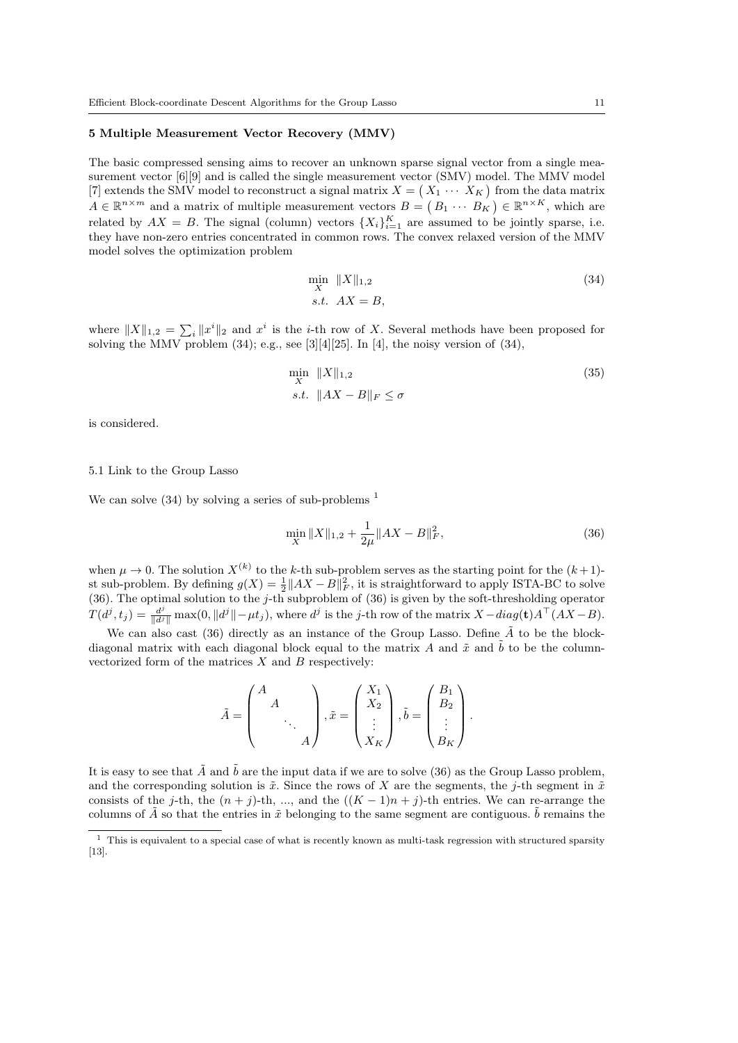## 5 Multiple Measurement Vector Recovery (MMV)

The basic compressed sensing aims to recover an unknown sparse signal vector from a single measurement vector [6][9] and is called the single measurement vector (SMV) model. The MMV model [7] extends the SMV model to reconstruct a signal matrix $X = \begin{pmatrix} X_1 & \cdots & X_K \end{pmatrix}$ from the data matrix $A \in \mathbb{R}^{n \times m}$ and a matrix of multiple measurement vectors $B = \begin{pmatrix} B_1 & \cdots & B_K \end{pmatrix} \in \mathbb{R}^{n \times K}$, which are related by $AX = B$. The signal (column) vectors $\{X_i\}_{i=1}^K$ are assumed to be jointly sparse, i.e. they have non-zero entries concentrated in common rows. The convex relaxed version of the MMV model solves the optimization problem

$$
\begin{aligned}
\min_X \quad & \|X\|_{1,2} \\
s.t. \quad & AX = B,
\end{aligned}
\tag{34}
$$

where $\|X\|_{1,2} = \sum_i \|x^i\|_2$ and $x^i$ is the $i$-th row of $X$. Several methods have been proposed for solving the MMV problem (34); e.g., see [3][4][25]. In [4], the noisy version of (34),

$$
\begin{aligned}
\min_X \quad & \|X\|_{1,2} \\
s.t. \quad & \|AX - B\|_F \leq \sigma
\end{aligned}
\tag{35}
$$

is considered.

### 5.1 Link to the Group Lasso

We can solve (34) by solving a series of sub-problems [1]

$$
\min_X \|X\|_{1,2} + \frac{1}{2\mu}\|AX - B\|_F^2,
\tag{36}
$$

when $\mu \to 0$. The solution $X^{(k)}$ to the $k$-th sub-problem serves as the starting point for the $(k+1)$-st sub-problem. By defining $g(X) = \frac{1}{2}\|AX - B\|_F^2$, it is straightforward to apply ISTA-BC to solve (36). The optimal solution to the $j$-th subproblem of (36) is given by the soft-thresholding operator $T(d^j, t_j) = \frac{d^j}{\|d^j\|}\max(0, \|d^j\| - \mu t_j)$, where $d^j$ is the $j$-th row of the matrix $X - diag(\mathbf{t})A^\top(AX - B)$.

We can also cast (36) directly as an instance of the Group Lasso. Define $\tilde{A}$ to be the block-diagonal matrix with each diagonal block equal to the matrix $A$ and $\tilde{x}$ and $\tilde{b}$ to be the column-vectorized form of the matrices $X$ and $B$ respectively:

$$
\tilde{A} = \begin{pmatrix} A & & & \\ & A & & \\ & & \ddots & \\ & & & A \end{pmatrix}, \tilde{x} = \begin{pmatrix} X_1 \\ X_2 \\ \vdots \\ X_K \end{pmatrix}, \tilde{b} = \begin{pmatrix} B_1 \\ B_2 \\ \vdots \\ B_K \end{pmatrix}.
$$

It is easy to see that $\tilde{A}$ and $\tilde{b}$ are the input data if we are to solve (36) as the Group Lasso problem, and the corresponding solution is $\tilde{x}$. Since the rows of $X$ are the segments, the $j$-th segment in $\tilde{x}$ consists of the $j$-th, the $(n+j)$-th, ..., and the $((K-1)n+j)$-th entries. We can re-arrange the columns of $\tilde{A}$ so that the entries in $\tilde{x}$ belonging to the same segment are contiguous. $\tilde{b}$ remains the

[1] This is equivalent to a special case of what is recently known as multi-task regression with structured sparsity [13].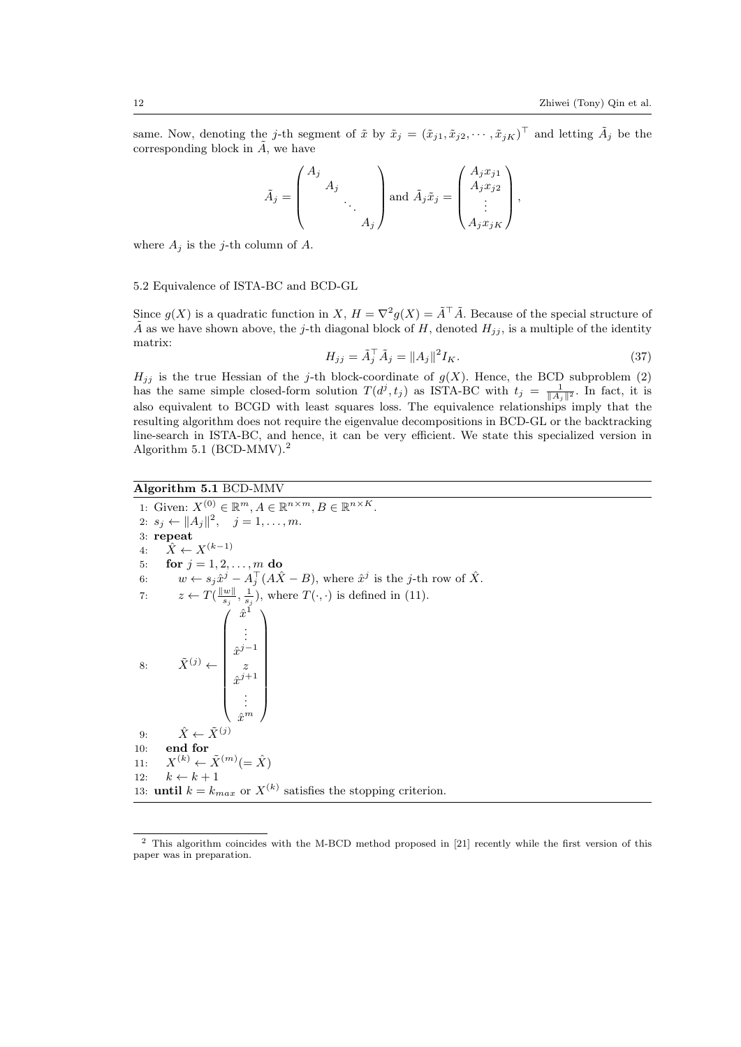same. Now, denoting the $j$-th segment of $\tilde{x}$ by $\tilde{x}_j = (\tilde{x}_{j1}, \tilde{x}_{j2}, \cdots, \tilde{x}_{jK})^\top$ and letting $\tilde{A}_j$ be the corresponding block in $\tilde{A}$, we have

$$\tilde{A}_j = \begin{pmatrix} A_j & & & \\ & A_j & & \\ & & \ddots & \\ & & & A_j \end{pmatrix} \text{ and } \tilde{A}_j \tilde{x}_j = \begin{pmatrix} A_j x_{j1} \\ A_j x_{j2} \\ \vdots \\ A_j x_{jK} \end{pmatrix},$$

where $A_j$ is the $j$-th column of $A$.

### 5.2 Equivalence of ISTA-BC and BCD-GL

Since $g(X)$ is a quadratic function in $X$, $H = \nabla^2 g(X) = \tilde{A}^\top \tilde{A}$. Because of the special structure of $\tilde{A}$ as we have shown above, the $j$-th diagonal block of $H$, denoted $H_{jj}$, is a multiple of the identity matrix:

$$H_{jj} = \tilde{A}_j^\top \tilde{A}_j = \|A_j\|^2 I_K. \tag{37}$$

$H_{jj}$ is the true Hessian of the $j$-th block-coordinate of $g(X)$. Hence, the BCD subproblem (2) has the same simple closed-form solution $T(d^j, t_j)$ as ISTA-BC with $t_j = \frac{1}{\|A_j\|^2}$. In fact, it is also equivalent to BCGD with least squares loss. The equivalence relationships imply that the resulting algorithm does not require the eigenvalue decompositions in BCD-GL or the backtracking line-search in ISTA-BC, and hence, it can be very efficient. We state this specialized version in Algorithm 5.1 (BCD-MMV).[2]

**Algorithm 5.1** BCD-MMV

1: Given: $X^{(0)} \in \mathbb{R}^m, A \in \mathbb{R}^{n \times m}, B \in \mathbb{R}^{n \times K}$.
2: $s_j \leftarrow \|A_j\|^2, \quad j = 1, \ldots, m.$
3: **repeat**
4: $\quad \hat{X} \leftarrow X^{(k-1)}$
5: $\quad$ **for** $j = 1, 2, \ldots, m$ **do**
6: $\quad\quad w \leftarrow s_j \hat{x}^j - A_j^\top (A\hat{X} - B)$, where $\hat{x}^j$ is the $j$-th row of $\hat{X}$.
7: $\quad\quad z \leftarrow T(\frac{\|w\|}{s_j}, \frac{1}{s_j})$, where $T(\cdot, \cdot)$ is defined in (11).
8: $\quad\quad \tilde{X}^{(j)} \leftarrow \begin{pmatrix} \hat{x}^1 \\ \vdots \\ \hat{x}^{j-1} \\ z \\ \hat{x}^{j+1} \\ \vdots \\ \hat{x}^m \end{pmatrix}$
9: $\quad\quad \hat{X} \leftarrow \tilde{X}^{(j)}$
10: $\quad$ **end for**
11: $\quad X^{(k)} \leftarrow \tilde{X}^{(m)} (= \hat{X})$
12: $\quad k \leftarrow k + 1$
13: **until** $k = k_{max}$ or $X^{(k)}$ satisfies the stopping criterion.

---

[2] This algorithm coincides with the M-BCD method proposed in [21] recently while the first version of this paper was in preparation.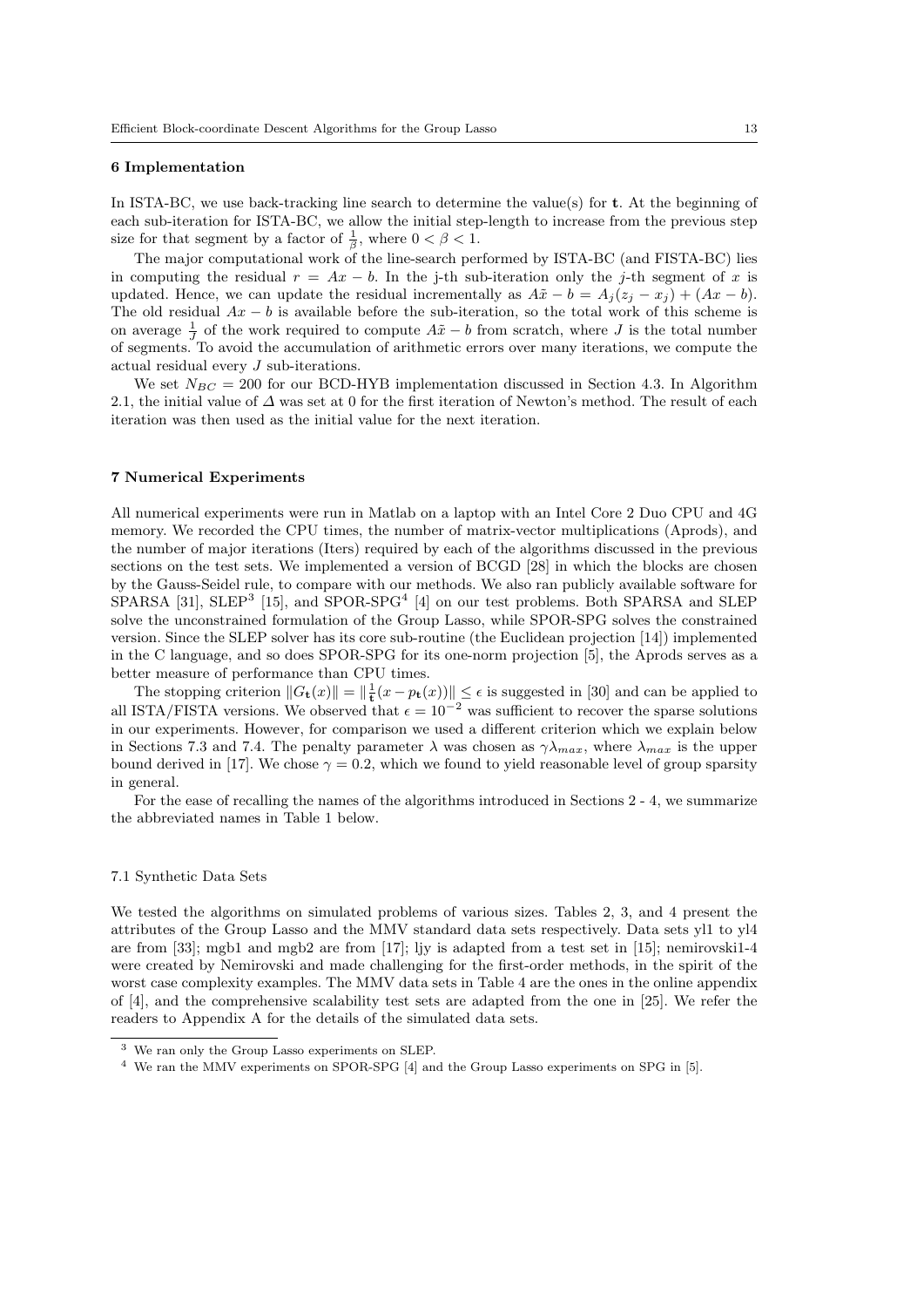## 6 Implementation

In ISTA-BC, we use back-tracking line search to determine the value(s) for $\mathbf{t}$. At the beginning of each sub-iteration for ISTA-BC, we allow the initial step-length to increase from the previous step size for that segment by a factor of $\frac{1}{\beta}$, where $0 < \beta < 1$.

The major computational work of the line-search performed by ISTA-BC (and FISTA-BC) lies in computing the residual $r = Ax - b$. In the j-th sub-iteration only the $j$-th segment of $x$ is updated. Hence, we can update the residual incrementally as $A\tilde{x} - b = A_j(z_j - x_j) + (Ax - b)$. The old residual $Ax - b$ is available before the sub-iteration, so the total work of this scheme is on average $\frac{1}{J}$ of the work required to compute $A\tilde{x} - b$ from scratch, where $J$ is the total number of segments. To avoid the accumulation of arithmetic errors over many iterations, we compute the actual residual every $J$ sub-iterations.

We set $N_{BC} = 200$ for our BCD-HYB implementation discussed in Section 4.3. In Algorithm 2.1, the initial value of $\Delta$ was set at 0 for the first iteration of Newton's method. The result of each iteration was then used as the initial value for the next iteration.

## 7 Numerical Experiments

All numerical experiments were run in Matlab on a laptop with an Intel Core 2 Duo CPU and 4G memory. We recorded the CPU times, the number of matrix-vector multiplications (Aprods), and the number of major iterations (Iters) required by each of the algorithms discussed in the previous sections on the test sets. We implemented a version of BCGD [28] in which the blocks are chosen by the Gauss-Seidel rule, to compare with our methods. We also ran publicly available software for SPARSA [31], SLEP[3] [15], and SPOR-SPG[4] [4] on our test problems. Both SPARSA and SLEP solve the unconstrained formulation of the Group Lasso, while SPOR-SPG solves the constrained version. Since the SLEP solver has its core sub-routine (the Euclidean projection [14]) implemented in the C language, and so does SPOR-SPG for its one-norm projection [5], the Aprods serves as a better measure of performance than CPU times.

The stopping criterion $\|G_{\mathbf{t}}(x)\| = \|\frac{1}{\mathbf{t}}(x - p_{\mathbf{t}}(x))\| \le \epsilon$ is suggested in [30] and can be applied to all ISTA/FISTA versions. We observed that $\epsilon = 10^{-2}$ was sufficient to recover the sparse solutions in our experiments. However, for comparison we used a different criterion which we explain below in Sections 7.3 and 7.4. The penalty parameter $\lambda$ was chosen as $\gamma\lambda_{max}$, where $\lambda_{max}$ is the upper bound derived in [17]. We chose $\gamma = 0.2$, which we found to yield reasonable level of group sparsity in general.

For the ease of recalling the names of the algorithms introduced in Sections 2 - 4, we summarize the abbreviated names in Table 1 below.

### 7.1 Synthetic Data Sets

We tested the algorithms on simulated problems of various sizes. Tables 2, 3, and 4 present the attributes of the Group Lasso and the MMV standard data sets respectively. Data sets yl1 to yl4 are from [33]; mgb1 and mgb2 are from [17]; ljy is adapted from a test set in [15]; nemirovski1-4 were created by Nemirovski and made challenging for the first-order methods, in the spirit of the worst case complexity examples. The MMV data sets in Table 4 are the ones in the online appendix of [4], and the comprehensive scalability test sets are adapted from the one in [25]. We refer the readers to Appendix A for the details of the simulated data sets.

[3] We ran only the Group Lasso experiments on SLEP.

[4] We ran the MMV experiments on SPOR-SPG [4] and the Group Lasso experiments on SPG in [5].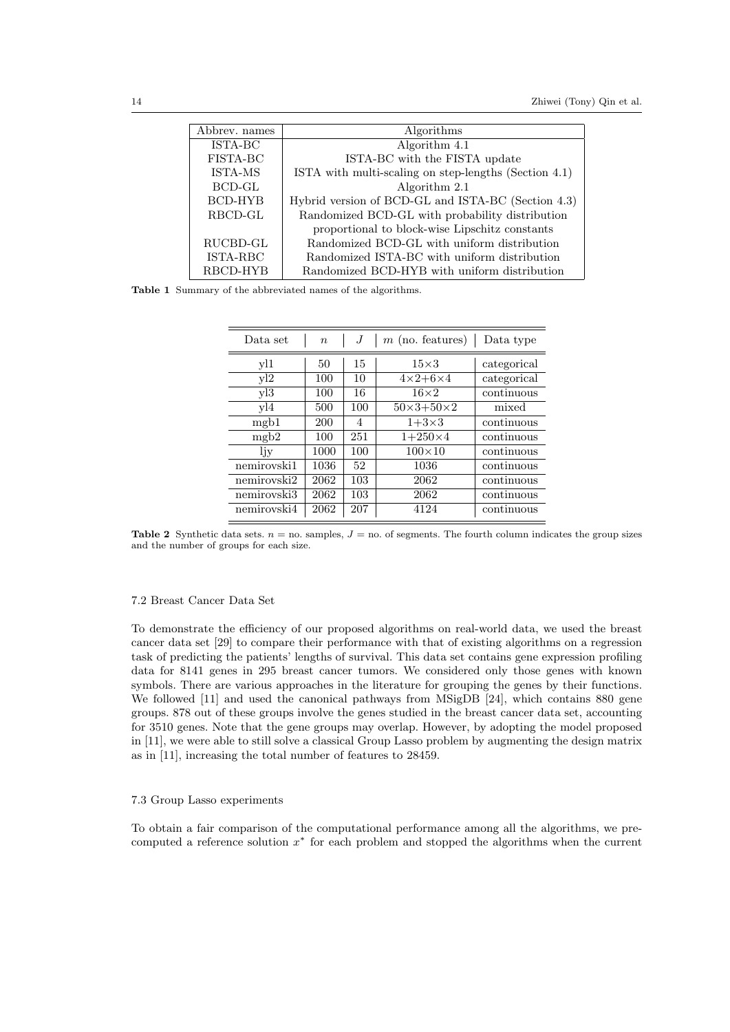| Abbrev. names | Algorithms |
|---|---|
| ISTA-BC | Algorithm 4.1 |
| FISTA-BC | ISTA-BC with the FISTA update |
| ISTA-MS | ISTA with multi-scaling on step-lengths (Section 4.1) |
| BCD-GL | Algorithm 2.1 |
| BCD-HYB | Hybrid version of BCD-GL and ISTA-BC (Section 4.3) |
| RBCD-GL | Randomized BCD-GL with probability distribution proportional to block-wise Lipschitz constants |
| RUCBD-GL | Randomized BCD-GL with uniform distribution |
| ISTA-RBC | Randomized ISTA-BC with uniform distribution |
| RBCD-HYB | Randomized BCD-HYB with uniform distribution |

**Table 1** Summary of the abbreviated names of the algorithms.

| Data set | $n$ | $J$ | $m$ (no. features) | Data type |
|---|---|---|---|---|
| yl1 | 50 | 15 | $15\times3$ | categorical |
| yl2 | 100 | 10 | $4\times2+6\times4$ | categorical |
| yl3 | 100 | 16 | $16\times2$ | continuous |
| yl4 | 500 | 100 | $50\times3+50\times2$ | mixed |
| mgb1 | 200 | 4 | $1+3\times3$ | continuous |
| mgb2 | 100 | 251 | $1+250\times4$ | continuous |
| ljy | 1000 | 100 | $100\times10$ | continuous |
| nemirovski1 | 1036 | 52 | 1036 | continuous |
| nemirovski2 | 2062 | 103 | 2062 | continuous |
| nemirovski3 | 2062 | 103 | 2062 | continuous |
| nemirovski4 | 2062 | 207 | 4124 | continuous |

**Table 2** Synthetic data sets. $n$ = no. samples, $J$ = no. of segments. The fourth column indicates the group sizes and the number of groups for each size.

### 7.2 Breast Cancer Data Set

To demonstrate the efficiency of our proposed algorithms on real-world data, we used the breast cancer data set [29] to compare their performance with that of existing algorithms on a regression task of predicting the patients' lengths of survival. This data set contains gene expression profiling data for 8141 genes in 295 breast cancer tumors. We considered only those genes with known symbols. There are various approaches in the literature for grouping the genes by their functions. We followed [11] and used the canonical pathways from MSigDB [24], which contains 880 gene groups. 878 out of these groups involve the genes studied in the breast cancer data set, accounting for 3510 genes. Note that the gene groups may overlap. However, by adopting the model proposed in [11], we were able to still solve a classical Group Lasso problem by augmenting the design matrix as in [11], increasing the total number of features to 28459.

### 7.3 Group Lasso experiments

To obtain a fair comparison of the computational performance among all the algorithms, we precomputed a reference solution $x^*$ for each problem and stopped the algorithms when the current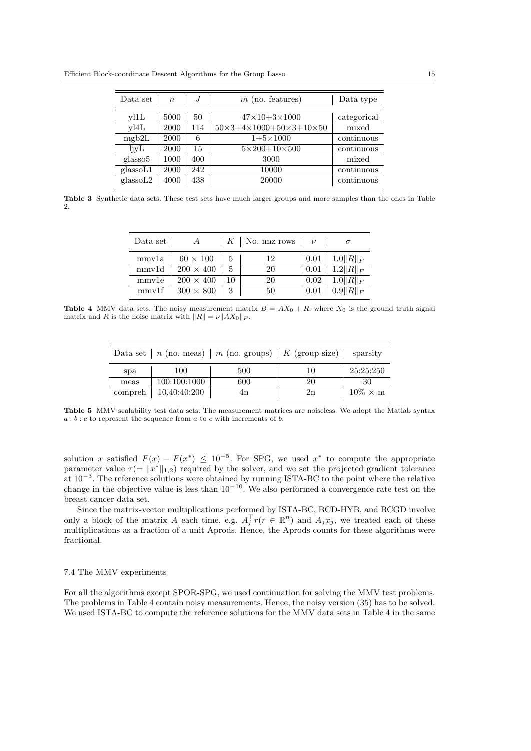| Data set | $n$ | $J$ | $m$ (no. features) | Data type |
|---|---|---|---|---|
| yl1L | 5000 | 50 | $47{\times}10{+}3{\times}1000$ | categorical |
| yl4L | 2000 | 114 | $50{\times}3{+}4{\times}1000{+}50{\times}3{+}10{\times}50$ | mixed |
| mgb2L | 2000 | 6 | $1{+}5{\times}1000$ | continuous |
| ljyL | 2000 | 15 | $5{\times}200{+}10{\times}500$ | continuous |
| glasso5 | 1000 | 400 | 3000 | mixed |
| glassoL1 | 2000 | 242 | 10000 | continuous |
| glassoL2 | 4000 | 438 | 20000 | continuous |

**Table 3** Synthetic data sets. These test sets have much larger groups and more samples than the ones in Table 2.

| Data set | $A$ | $K$ | No. nnz rows | $\nu$ | $\sigma$ |
|---|---|---|---|---|---|
| mmv1a | $60 \times 100$ | 5 | 12 | 0.01 | $1.0\|R\|_F$ |
| mmv1d | $200 \times 400$ | 5 | 20 | 0.01 | $1.2\|R\|_F$ |
| mmv1e | $200 \times 400$ | 10 | 20 | 0.02 | $1.0\|R\|_F$ |
| mmv1f | $300 \times 800$ | 3 | 50 | 0.01 | $0.9\|R\|_F$ |

**Table 4** MMV data sets. The noisy measurement matrix $B = AX_0 + R$, where $X_0$ is the ground truth signal matrix and $R$ is the noise matrix with $\|R\| = \nu\|AX_0\|_F$.

| Data set | $n$ (no. meas) | $m$ (no. groups) | $K$ (group size) | sparsity |
|---|---|---|---|---|
| spa | 100 | 500 | 10 | 25:25:250 |
| meas | 100:100:1000 | 600 | 20 | 30 |
| compreh | 10,40:40:200 | 4n | 2n | $10\% \times$ m |

**Table 5** MMV scalability test data sets. The measurement matrices are noiseless. We adopt the Matlab syntax $a : b : c$ to represent the sequence from $a$ to $c$ with increments of $b$.

solution $x$ satisfied $F(x) - F(x^*) \le 10^{-5}$. For SPG, we used $x^*$ to compute the appropriate parameter value $\tau(= \|x^*\|_{1,2})$ required by the solver, and we set the projected gradient tolerance at $10^{-3}$. The reference solutions were obtained by running ISTA-BC to the point where the relative change in the objective value is less than $10^{-10}$. We also performed a convergence rate test on the breast cancer data set.

Since the matrix-vector multiplications performed by ISTA-BC, BCD-HYB, and BCGD involve only a block of the matrix $A$ each time, e.g. $A_j^\top r (r \in \mathbb{R}^n)$ and $A_j x_j$, we treated each of these multiplications as a fraction of a unit Aprods. Hence, the Aprods counts for these algorithms were fractional.

### 7.4 The MMV experiments

For all the algorithms except SPOR-SPG, we used continuation for solving the MMV test problems. The problems in Table 4 contain noisy measurements. Hence, the noisy version (35) has to be solved. We used ISTA-BC to compute the reference solutions for the MMV data sets in Table 4 in the same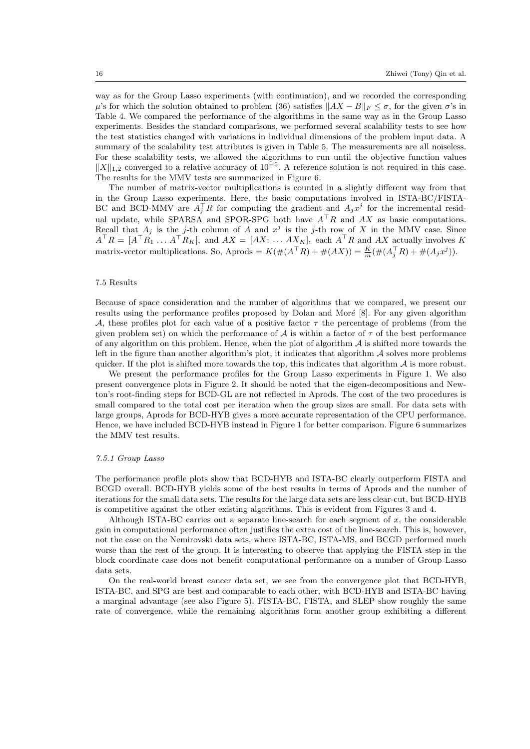way as for the Group Lasso experiments (with continuation), and we recorded the corresponding $\mu$'s for which the solution obtained to problem (36) satisfies $\|AX - B\|_F \leq \sigma$, for the given $\sigma$'s in Table 4. We compared the performance of the algorithms in the same way as in the Group Lasso experiments. Besides the standard comparisons, we performed several scalability tests to see how the test statistics changed with variations in individual dimensions of the problem input data. A summary of the scalability test attributes is given in Table 5. The measurements are all noiseless. For these scalability tests, we allowed the algorithms to run until the objective function values $\|X\|_{1,2}$ converged to a relative accuracy of $10^{-5}$. A reference solution is not required in this case. The results for the MMV tests are summarized in Figure 6.

The number of matrix-vector multiplications is counted in a slightly different way from that in the Group Lasso experiments. Here, the basic computations involved in ISTA-BC/FISTA-BC and BCD-MMV are $A_j^\top R$ for computing the gradient and $A_j x^j$ for the incremental residual update, while SPARSA and SPOR-SPG both have $A^\top R$ and $AX$ as basic computations. Recall that $A_j$ is the $j$-th column of $A$ and $x^j$ is the $j$-th row of $X$ in the MMV case. Since $A^\top R = [A^\top R_1 \ldots A^\top R_K]$, and $AX = [AX_1 \ldots AX_K]$, each $A^\top R$ and $AX$ actually involves $K$ matrix-vector multiplications. So, Aprods $= K(\#(A^\top R) + \#(AX)) = \frac{K}{m}(\#(A_j^\top R) + \#(A_j x^j))$.

### 7.5 Results

Because of space consideration and the number of algorithms that we compared, we present our results using the performance profiles proposed by Dolan and Moré [8]. For any given algorithm $\mathcal{A}$, these profiles plot for each value of a positive factor $\tau$ the percentage of problems (from the given problem set) on which the performance of $\mathcal{A}$ is within a factor of $\tau$ of the best performance of any algorithm on this problem. Hence, when the plot of algorithm $\mathcal{A}$ is shifted more towards the left in the figure than another algorithm's plot, it indicates that algorithm $\mathcal{A}$ solves more problems quicker. If the plot is shifted more towards the top, this indicates that algorithm $\mathcal{A}$ is more robust.

We present the performance profiles for the Group Lasso experiments in Figure 1. We also present convergence plots in Figure 2. It should be noted that the eigen-decompositions and Newton's root-finding steps for BCD-GL are not reflected in Aprods. The cost of the two procedures is small compared to the total cost per iteration when the group sizes are small. For data sets with large groups, Aprods for BCD-HYB gives a more accurate representation of the CPU performance. Hence, we have included BCD-HYB instead in Figure 1 for better comparison. Figure 6 summarizes the MMV test results.

#### *7.5.1 Group Lasso*

The performance profile plots show that BCD-HYB and ISTA-BC clearly outperform FISTA and BCGD overall. BCD-HYB yields some of the best results in terms of Aprods and the number of iterations for the small data sets. The results for the large data sets are less clear-cut, but BCD-HYB is competitive against the other existing algorithms. This is evident from Figures 3 and 4.

Although ISTA-BC carries out a separate line-search for each segment of $x$, the considerable gain in computational performance often justifies the extra cost of the line-search. This is, however, not the case on the Nemirovski data sets, where ISTA-BC, ISTA-MS, and BCGD performed much worse than the rest of the group. It is interesting to observe that applying the FISTA step in the block coordinate case does not benefit computational performance on a number of Group Lasso data sets.

On the real-world breast cancer data set, we see from the convergence plot that BCD-HYB, ISTA-BC, and SPG are best and comparable to each other, with BCD-HYB and ISTA-BC having a marginal advantage (see also Figure 5). FISTA-BC, FISTA, and SLEP show roughly the same rate of convergence, while the remaining algorithms form another group exhibiting a different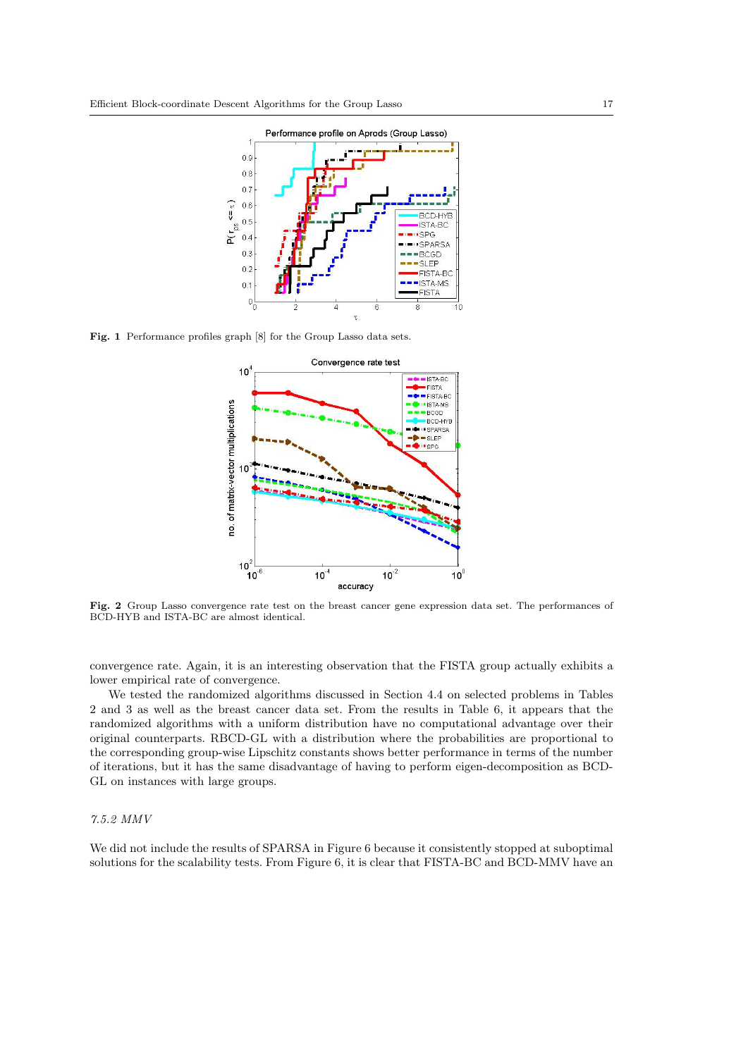Fig. 1 Performance profiles graph [8] for the Group Lasso data sets.

Fig. 2 Group Lasso convergence rate test on the breast cancer gene expression data set. The performances of BCD-HYB and ISTA-BC are almost identical.

convergence rate. Again, it is an interesting observation that the FISTA group actually exhibits a lower empirical rate of convergence.

We tested the randomized algorithms discussed in Section 4.4 on selected problems in Tables 2 and 3 as well as the breast cancer data set. From the results in Table 6, it appears that the randomized algorithms with a uniform distribution have no computational advantage over their original counterparts. RBCD-GL with a distribution where the probabilities are proportional to the corresponding group-wise Lipschitz constants shows better performance in terms of the number of iterations, but it has the same disadvantage of having to perform eigen-decomposition as BCD-GL on instances with large groups.

### *7.5.2 MMV*

We did not include the results of SPARSA in Figure 6 because it consistently stopped at suboptimal solutions for the scalability tests. From Figure 6, it is clear that FISTA-BC and BCD-MMV have an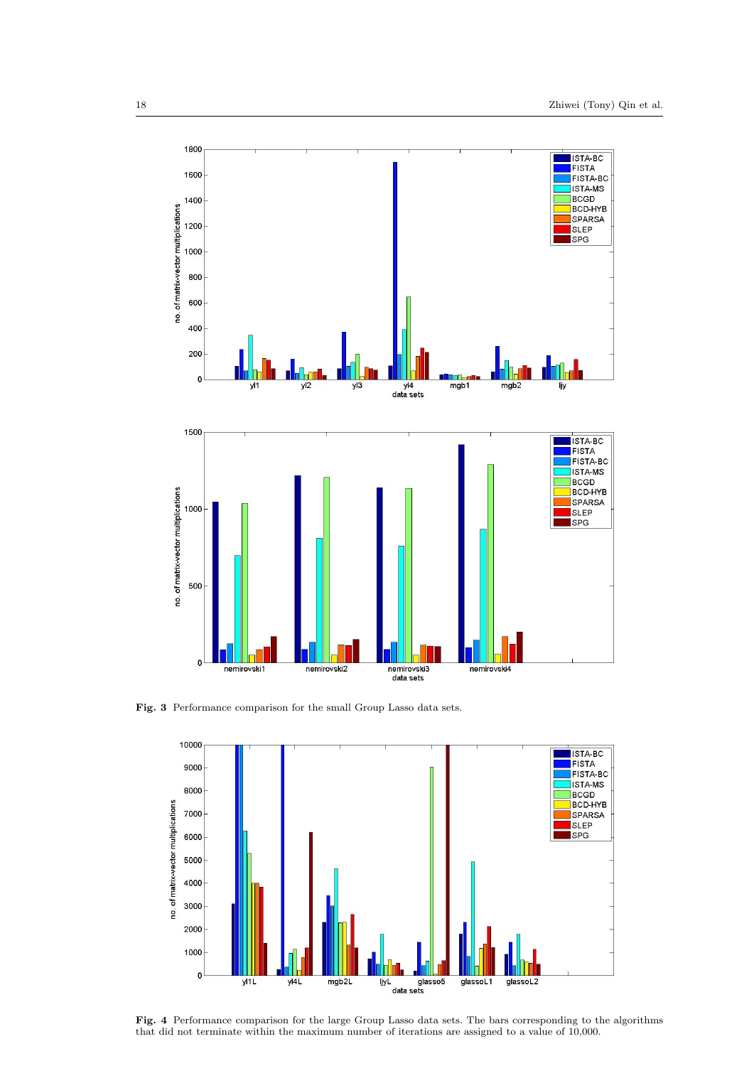**Fig. 3** Performance comparison for the small Group Lasso data sets.

**Fig. 4** Performance comparison for the large Group Lasso data sets. The bars corresponding to the algorithms that did not terminate within the maximum number of iterations are assigned to a value of 10,000.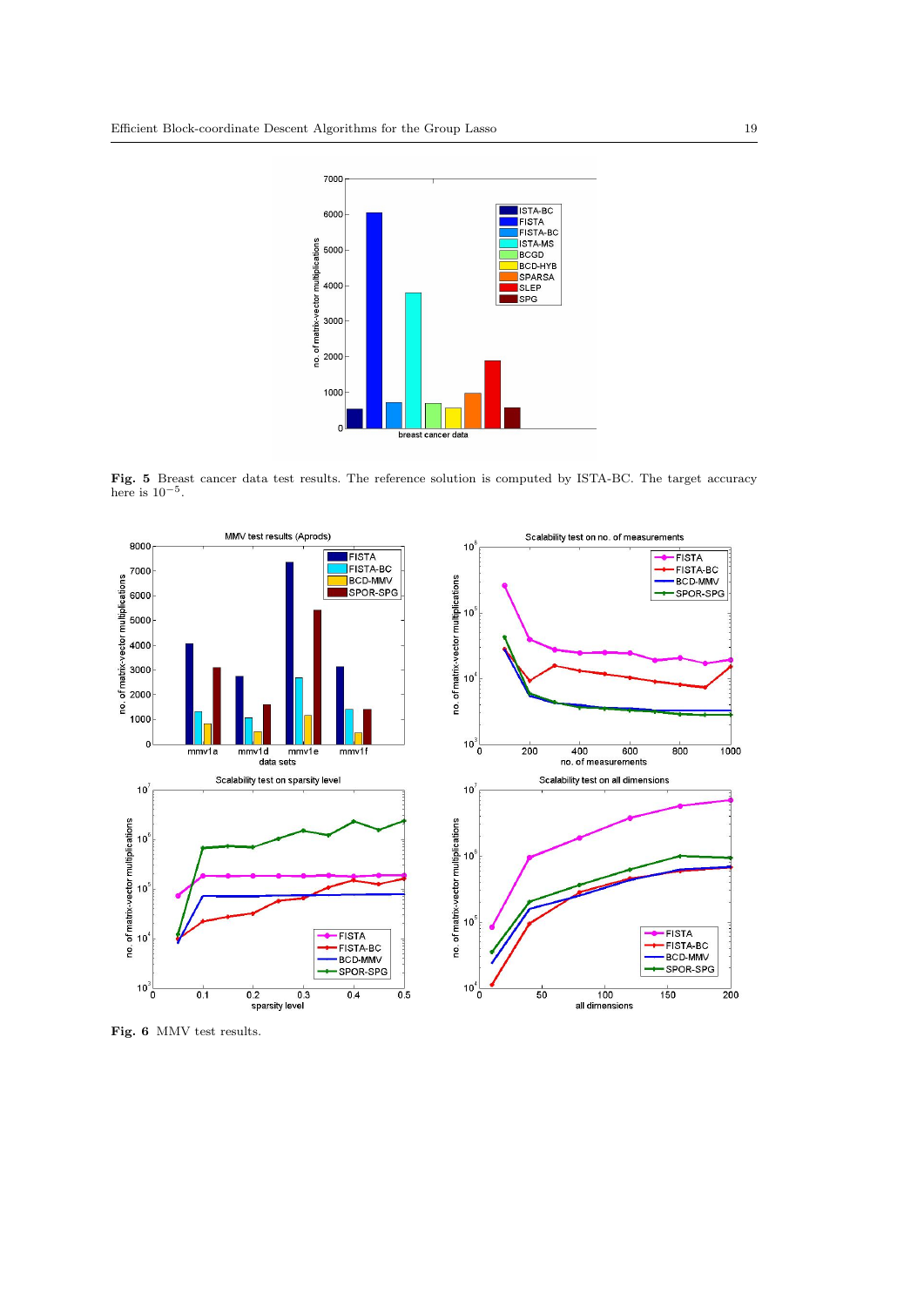**Fig. 5** Breast cancer data test results. The reference solution is computed by ISTA-BC. The target accuracy here is $10^{-5}$.

**Fig. 6** MMV test results.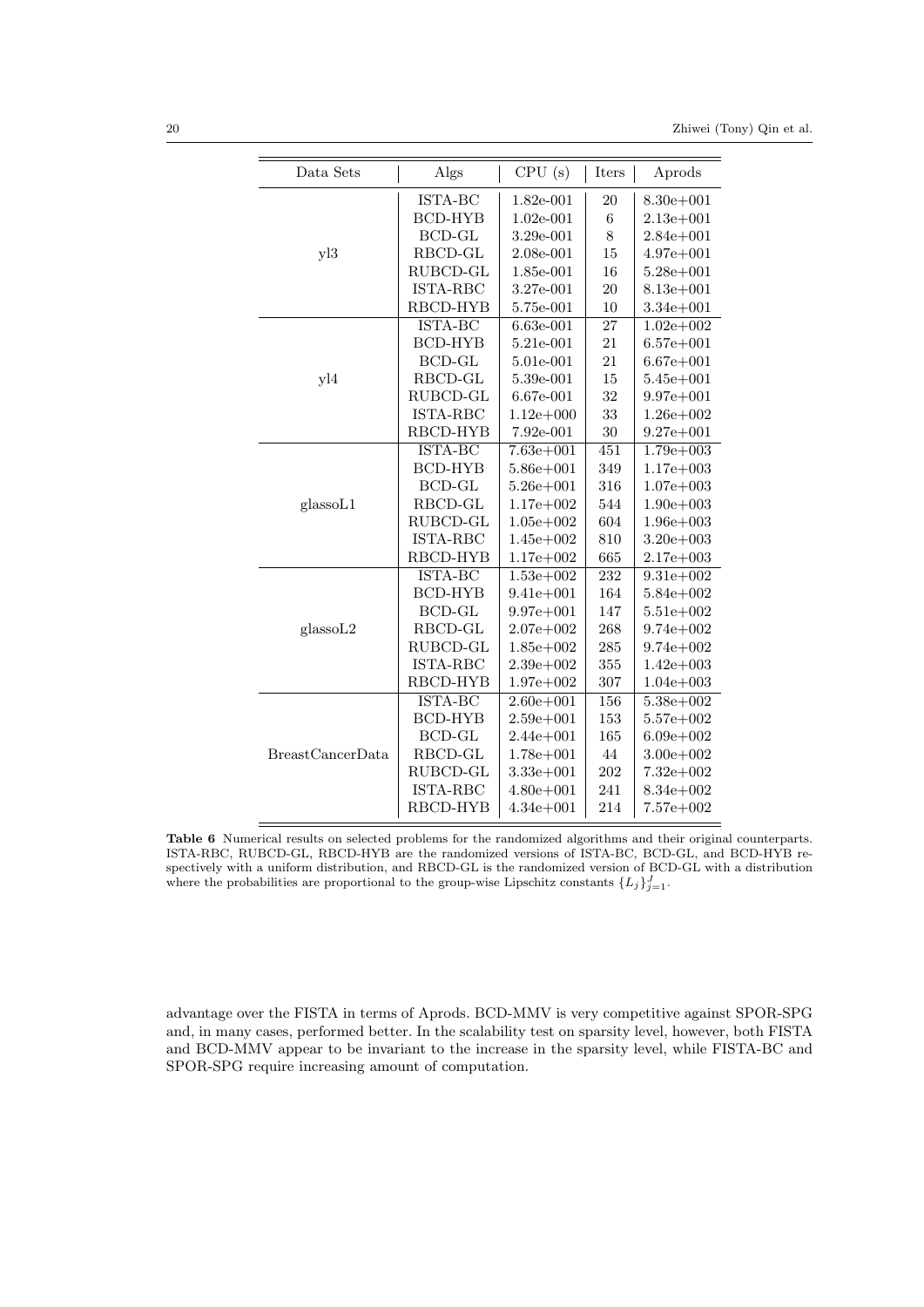| Data Sets | Algs | CPU (s) | Iters | Aprods |
|---|---|---|---|---|
| yl3 | ISTA-BC | 1.82e-001 | 20 | 8.30e+001 |
| | BCD-HYB | 1.02e-001 | 6 | 2.13e+001 |
| | BCD-GL | 3.29e-001 | 8 | 2.84e+001 |
| | RBCD-GL | 2.08e-001 | 15 | 4.97e+001 |
| | RUBCD-GL | 1.85e-001 | 16 | 5.28e+001 |
| | ISTA-RBC | 3.27e-001 | 20 | 8.13e+001 |
| | RBCD-HYB | 5.75e-001 | 10 | 3.34e+001 |
| yl4 | ISTA-BC | 6.63e-001 | 27 | 1.02e+002 |
| | BCD-HYB | 5.21e-001 | 21 | 6.57e+001 |
| | BCD-GL | 5.01e-001 | 21 | 6.67e+001 |
| | RBCD-GL | 5.39e-001 | 15 | 5.45e+001 |
| | RUBCD-GL | 6.67e-001 | 32 | 9.97e+001 |
| | ISTA-RBC | 1.12e+000 | 33 | 1.26e+002 |
| | RBCD-HYB | 7.92e-001 | 30 | 9.27e+001 |
| glassoL1 | ISTA-BC | 7.63e+001 | 451 | 1.79e+003 |
| | BCD-HYB | 5.86e+001 | 349 | 1.17e+003 |
| | BCD-GL | 5.26e+001 | 316 | 1.07e+003 |
| | RBCD-GL | 1.17e+002 | 544 | 1.90e+003 |
| | RUBCD-GL | 1.05e+002 | 604 | 1.96e+003 |
| | ISTA-RBC | 1.45e+002 | 810 | 3.20e+003 |
| | RBCD-HYB | 1.17e+002 | 665 | 2.17e+003 |
| glassoL2 | ISTA-BC | 1.53e+002 | 232 | 9.31e+002 |
| | BCD-HYB | 9.41e+001 | 164 | 5.84e+002 |
| | BCD-GL | 9.97e+001 | 147 | 5.51e+002 |
| | RBCD-GL | 2.07e+002 | 268 | 9.74e+002 |
| | RUBCD-GL | 1.85e+002 | 285 | 9.74e+002 |
| | ISTA-RBC | 2.39e+002 | 355 | 1.42e+003 |
| | RBCD-HYB | 1.97e+002 | 307 | 1.04e+003 |
| BreastCancerData | ISTA-BC | 2.60e+001 | 156 | 5.38e+002 |
| | BCD-HYB | 2.59e+001 | 153 | 5.57e+002 |
| | BCD-GL | 2.44e+001 | 165 | 6.09e+002 |
| | RBCD-GL | 1.78e+001 | 44 | 3.00e+002 |
| | RUBCD-GL | 3.33e+001 | 202 | 7.32e+002 |
| | ISTA-RBC | 4.80e+001 | 241 | 8.34e+002 |
| | RBCD-HYB | 4.34e+001 | 214 | 7.57e+002 |

**Table 6** Numerical results on selected problems for the randomized algorithms and their original counterparts. ISTA-RBC, RUBCD-GL, RBCD-HYB are the randomized versions of ISTA-BC, BCD-GL, and BCD-HYB respectively with a uniform distribution, and RBCD-GL is the randomized version of BCD-GL with a distribution where the probabilities are proportional to the group-wise Lipschitz constants $\{L_j\}_{j=1}^{J}$.

advantage over the FISTA in terms of Aprods. BCD-MMV is very competitive against SPOR-SPG and, in many cases, performed better. In the scalability test on sparsity level, however, both FISTA and BCD-MMV appear to be invariant to the increase in the sparsity level, while FISTA-BC and SPOR-SPG require increasing amount of computation.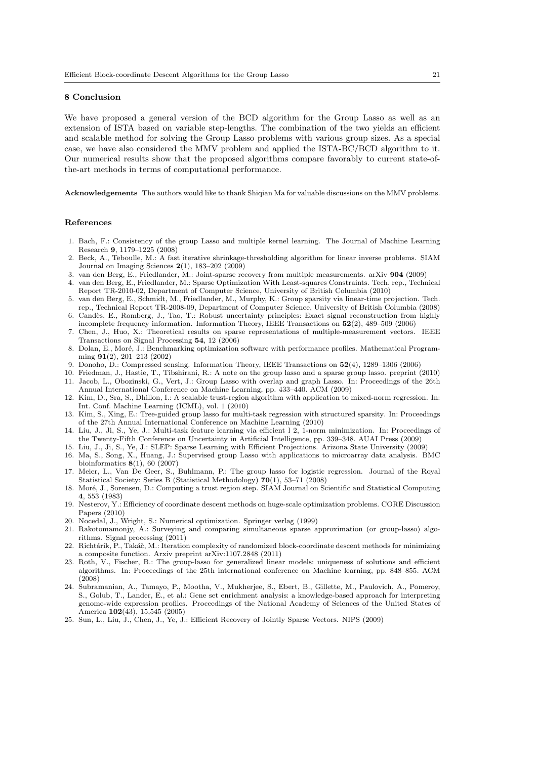## 8 Conclusion

We have proposed a general version of the BCD algorithm for the Group Lasso as well as an extension of ISTA based on variable step-lengths. The combination of the two yields an efficient and scalable method for solving the Group Lasso problems with various group sizes. As a special case, we have also considered the MMV problem and applied the ISTA-BC/BCD algorithm to it. Our numerical results show that the proposed algorithms compare favorably to current state-of-the-art methods in terms of computational performance.

**Acknowledgements** The authors would like to thank Shiqian Ma for valuable discussions on the MMV problems.

## References

1. Bach, F.: Consistency of the group Lasso and multiple kernel learning. The Journal of Machine Learning Research **9**, 1179–1225 (2008)
2. Beck, A., Teboulle, M.: A fast iterative shrinkage-thresholding algorithm for linear inverse problems. SIAM Journal on Imaging Sciences **2**(1), 183–202 (2009)
3. van den Berg, E., Friedlander, M.: Joint-sparse recovery from multiple measurements. arXiv **904** (2009)
4. van den Berg, E., Friedlander, M.: Sparse Optimization With Least-squares Constraints. Tech. rep., Technical Report TR-2010-02, Department of Computer Science, University of British Columbia (2010)
5. van den Berg, E., Schmidt, M., Friedlander, M., Murphy, K.: Group sparsity via linear-time projection. Tech. rep., Technical Report TR-2008-09, Department of Computer Science, University of British Columbia (2008)
6. Candès, E., Romberg, J., Tao, T.: Robust uncertainty principles: Exact signal reconstruction from highly incomplete frequency information. Information Theory, IEEE Transactions on **52**(2), 489–509 (2006)
7. Chen, J., Huo, X.: Theoretical results on sparse representations of multiple-measurement vectors. IEEE Transactions on Signal Processing **54**, 12 (2006)
8. Dolan, E., Moré, J.: Benchmarking optimization software with performance profiles. Mathematical Programming **91**(2), 201–213 (2002)
9. Donoho, D.: Compressed sensing. Information Theory, IEEE Transactions on **52**(4), 1289–1306 (2006)
10. Friedman, J., Hastie, T., Tibshirani, R.: A note on the group lasso and a sparse group lasso. preprint (2010)
11. Jacob, L., Obozinski, G., Vert, J.: Group Lasso with overlap and graph Lasso. In: Proceedings of the 26th Annual International Conference on Machine Learning, pp. 433–440. ACM (2009)
12. Kim, D., Sra, S., Dhillon, I.: A scalable trust-region algorithm with application to mixed-norm regression. In: Int. Conf. Machine Learning (ICML), vol. 1 (2010)
13. Kim, S., Xing, E.: Tree-guided group lasso for multi-task regression with structured sparsity. In: Proceedings of the 27th Annual International Conference on Machine Learning (2010)
14. Liu, J., Ji, S., Ye, J.: Multi-task feature learning via efficient l 2, 1-norm minimization. In: Proceedings of the Twenty-Fifth Conference on Uncertainty in Artificial Intelligence, pp. 339–348. AUAI Press (2009)
15. Liu, J., Ji, S., Ye, J.: SLEP: Sparse Learning with Efficient Projections. Arizona State University (2009)
16. Ma, S., Song, X., Huang, J.: Supervised group Lasso with applications to microarray data analysis. BMC bioinformatics **8**(1), 60 (2007)
17. Meier, L., Van De Geer, S., Buhlmann, P.: The group lasso for logistic regression. Journal of the Royal Statistical Society: Series B (Statistical Methodology) **70**(1), 53–71 (2008)
18. Moré, J., Sorensen, D.: Computing a trust region step. SIAM Journal on Scientific and Statistical Computing **4**, 553 (1983)
19. Nesterov, Y.: Efficiency of coordinate descent methods on huge-scale optimization problems. CORE Discussion Papers (2010)
20. Nocedal, J., Wright, S.: Numerical optimization. Springer verlag (1999)
21. Rakotomamonjy, A.: Surveying and comparing simultaneous sparse approximation (or group-lasso) algorithms. Signal processing (2011)
22. Richtárik, P., Takáč, M.: Iteration complexity of randomized block-coordinate descent methods for minimizing a composite function. Arxiv preprint arXiv:1107.2848 (2011)
23. Roth, V., Fischer, B.: The group-lasso for generalized linear models: uniqueness of solutions and efficient algorithms. In: Proceedings of the 25th international conference on Machine learning, pp. 848–855. ACM (2008)
24. Subramanian, A., Tamayo, P., Mootha, V., Mukherjee, S., Ebert, B., Gillette, M., Paulovich, A., Pomeroy, S., Golub, T., Lander, E., et al.: Gene set enrichment analysis: a knowledge-based approach for interpreting genome-wide expression profiles. Proceedings of the National Academy of Sciences of the United States of America **102**(43), 15,545 (2005)
25. Sun, L., Liu, J., Chen, J., Ye, J.: Efficient Recovery of Jointly Sparse Vectors. NIPS (2009)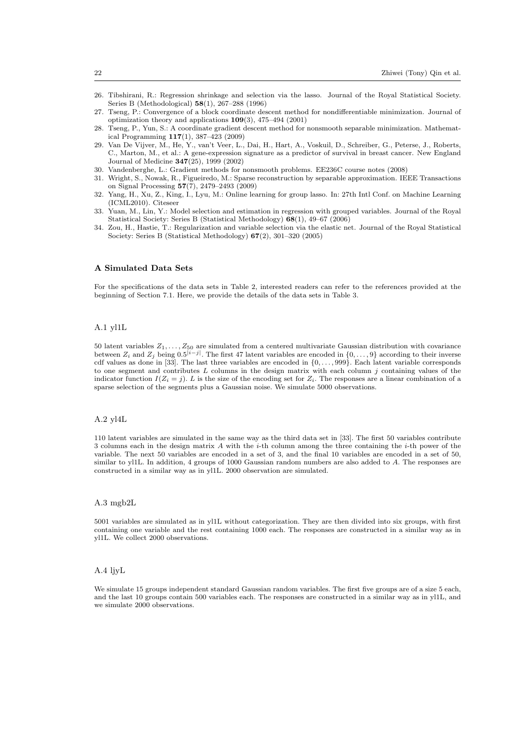26. Tibshirani, R.: Regression shrinkage and selection via the lasso. Journal of the Royal Statistical Society. Series B (Methodological) **58**(1), 267–288 (1996)
27. Tseng, P.: Convergence of a block coordinate descent method for nondifferentiable minimization. Journal of optimization theory and applications **109**(3), 475–494 (2001)
28. Tseng, P., Yun, S.: A coordinate gradient descent method for nonsmooth separable minimization. Mathematical Programming **117**(1), 387–423 (2009)
29. Van De Vijver, M., He, Y., van't Veer, L., Dai, H., Hart, A., Voskuil, D., Schreiber, G., Peterse, J., Roberts, C., Marton, M., et al.: A gene-expression signature as a predictor of survival in breast cancer. New England Journal of Medicine **347**(25), 1999 (2002)
30. Vandenberghe, L.: Gradient methods for nonsmooth problems. EE236C course notes (2008)
31. Wright, S., Nowak, R., Figueiredo, M.: Sparse reconstruction by separable approximation. IEEE Transactions on Signal Processing **57**(7), 2479–2493 (2009)
32. Yang, H., Xu, Z., King, I., Lyu, M.: Online learning for group lasso. In: 27th Intl Conf. on Machine Learning (ICML2010). Citeseer
33. Yuan, M., Lin, Y.: Model selection and estimation in regression with grouped variables. Journal of the Royal Statistical Society: Series B (Statistical Methodology) **68**(1), 49–67 (2006)
34. Zou, H., Hastie, T.: Regularization and variable selection via the elastic net. Journal of the Royal Statistical Society: Series B (Statistical Methodology) **67**(2), 301–320 (2005)

## A Simulated Data Sets

For the specifications of the data sets in Table 2, interested readers can refer to the references provided at the beginning of Section 7.1. Here, we provide the details of the data sets in Table 3.

### A.1 yl1L

50 latent variables $Z_1, \ldots, Z_{50}$ are simulated from a centered multivariate Gaussian distribution with covariance between $Z_i$ and $Z_j$ being $0.5^{|i-j|}$. The first 47 latent variables are encoded in $\{0, \ldots, 9\}$ according to their inverse cdf values as done in [33]. The last three variables are encoded in $\{0, \ldots, 999\}$. Each latent variable corresponds to one segment and contributes $L$ columns in the design matrix with each column $j$ containing values of the indicator function $I(Z_i = j)$. $L$ is the size of the encoding set for $Z_i$. The responses are a linear combination of a sparse selection of the segments plus a Gaussian noise. We simulate 5000 observations.

### A.2 yl4L

110 latent variables are simulated in the same way as the third data set in [33]. The first 50 variables contribute 3 columns each in the design matrix $A$ with the $i$-th column among the three containing the $i$-th power of the variable. The next 50 variables are encoded in a set of 3, and the final 10 variables are encoded in a set of 50, similar to yl1L. In addition, 4 groups of 1000 Gaussian random numbers are also added to $A$. The responses are constructed in a similar way as in yl1L. 2000 observation are simulated.

### A.3 mgb2L

5001 variables are simulated as in yl1L without categorization. They are then divided into six groups, with first containing one variable and the rest containing 1000 each. The responses are constructed in a similar way as in yl1L. We collect 2000 observations.

### A.4 ljyL

We simulate 15 groups independent standard Gaussian random variables. The first five groups are of a size 5 each, and the last 10 groups contain 500 variables each. The responses are constructed in a similar way as in yl1L, and we simulate 2000 observations.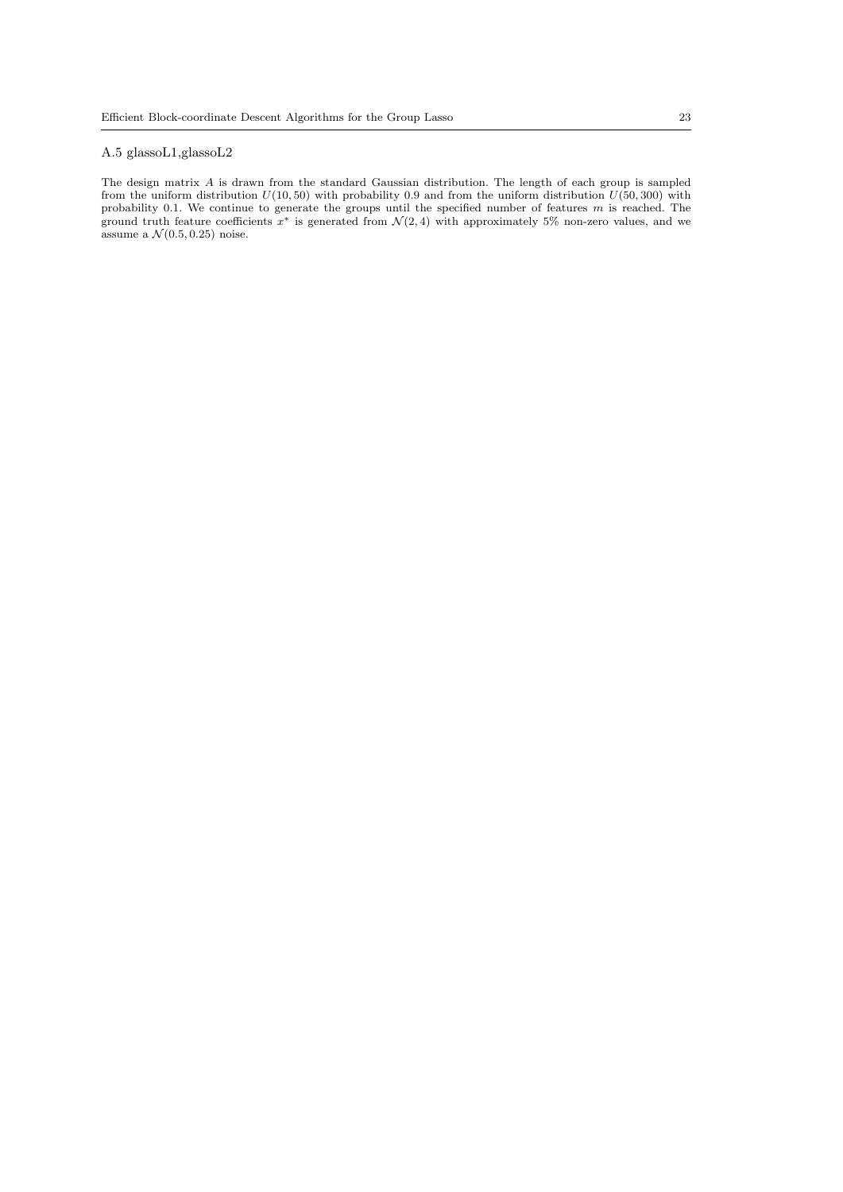### A.5 glassoL1,glassoL2

The design matrix $A$ is drawn from the standard Gaussian distribution. The length of each group is sampled from the uniform distribution $U(10, 50)$ with probability 0.9 and from the uniform distribution $U(50, 300)$ with probability 0.1. We continue to generate the groups until the specified number of features $m$ is reached. The ground truth feature coefficients $x^*$ is generated from $\mathcal{N}(2, 4)$ with approximately 5% non-zero values, and we assume a $\mathcal{N}(0.5, 0.25)$ noise.